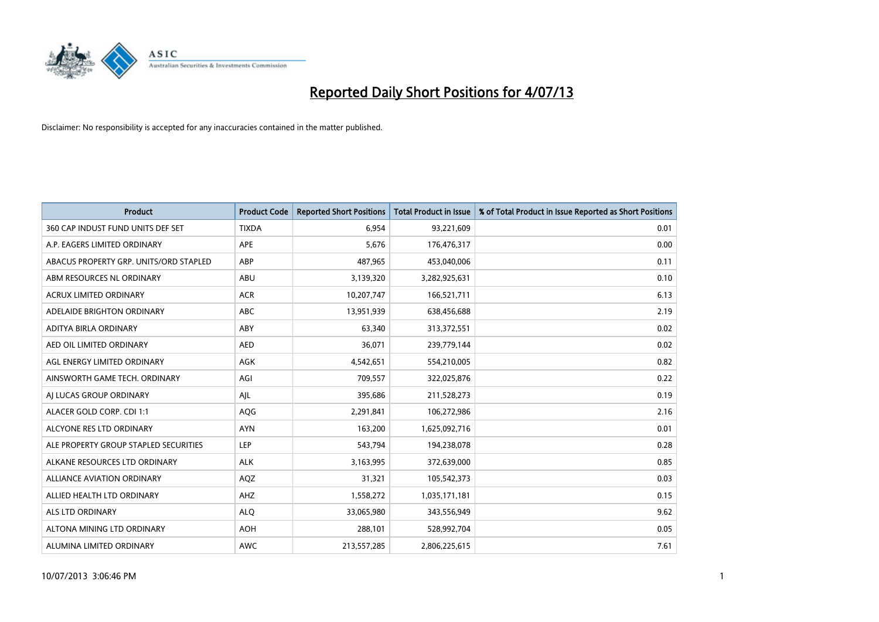# Reported Daily Short Positions for 4/07/13

Disclaimer: No responsibility is accepted for any inaccuracies contained in the matter published.

| Product | Product Code | Reported Short Positions | Total Product in Issue | % of Total Product in Issue Reported as Short Positions |
|---|---|---|---|---|
| 360 CAP INDUST FUND UNITS DEF SET | TIXDA | 6,954 | 93,221,609 | 0.01 |
| A.P. EAGERS LIMITED ORDINARY | APE | 5,676 | 176,476,317 | 0.00 |
| ABACUS PROPERTY GRP. UNITS/ORD STAPLED | ABP | 487,965 | 453,040,006 | 0.11 |
| ABM RESOURCES NL ORDINARY | ABU | 3,139,320 | 3,282,925,631 | 0.10 |
| ACRUX LIMITED ORDINARY | ACR | 10,207,747 | 166,521,711 | 6.13 |
| ADELAIDE BRIGHTON ORDINARY | ABC | 13,951,939 | 638,456,688 | 2.19 |
| ADITYA BIRLA ORDINARY | ABY | 63,340 | 313,372,551 | 0.02 |
| AED OIL LIMITED ORDINARY | AED | 36,071 | 239,779,144 | 0.02 |
| AGL ENERGY LIMITED ORDINARY | AGK | 4,542,651 | 554,210,005 | 0.82 |
| AINSWORTH GAME TECH. ORDINARY | AGI | 709,557 | 322,025,876 | 0.22 |
| AJ LUCAS GROUP ORDINARY | AJL | 395,686 | 211,528,273 | 0.19 |
| ALACER GOLD CORP. CDI 1:1 | AQG | 2,291,841 | 106,272,986 | 2.16 |
| ALCYONE RES LTD ORDINARY | AYN | 163,200 | 1,625,092,716 | 0.01 |
| ALE PROPERTY GROUP STAPLED SECURITIES | LEP | 543,794 | 194,238,078 | 0.28 |
| ALKANE RESOURCES LTD ORDINARY | ALK | 3,163,995 | 372,639,000 | 0.85 |
| ALLIANCE AVIATION ORDINARY | AQZ | 31,321 | 105,542,373 | 0.03 |
| ALLIED HEALTH LTD ORDINARY | AHZ | 1,558,272 | 1,035,171,181 | 0.15 |
| ALS LTD ORDINARY | ALQ | 33,065,980 | 343,556,949 | 9.62 |
| ALTONA MINING LTD ORDINARY | AOH | 288,101 | 528,992,704 | 0.05 |
| ALUMINA LIMITED ORDINARY | AWC | 213,557,285 | 2,806,225,615 | 7.61 |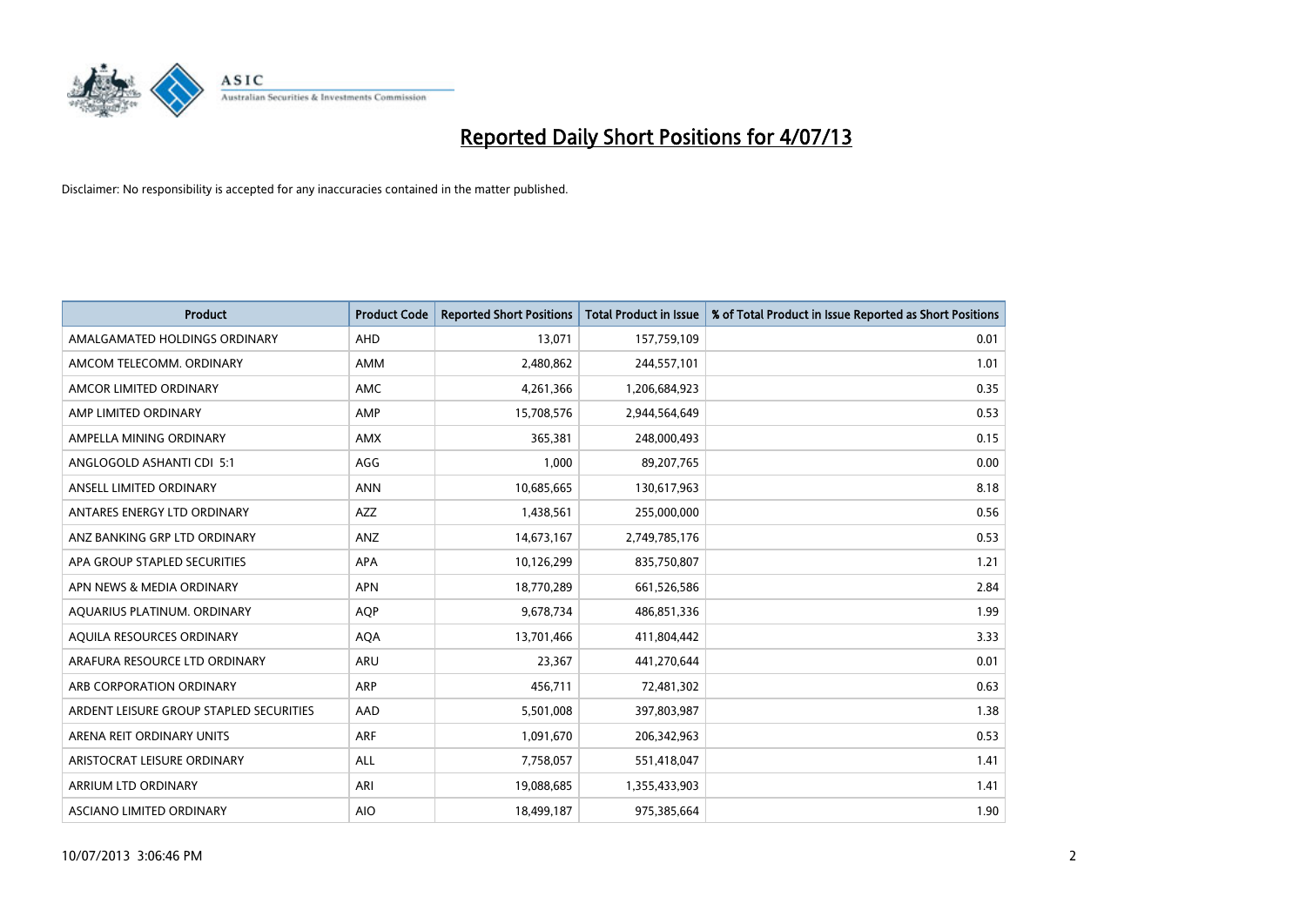# Reported Daily Short Positions for 4/07/13

Disclaimer: No responsibility is accepted for any inaccuracies contained in the matter published.

| Product | Product Code | Reported Short Positions | Total Product in Issue | % of Total Product in Issue Reported as Short Positions |
|---|---|---|---|---|
| AMALGAMATED HOLDINGS ORDINARY | AHD | 13,071 | 157,759,109 | 0.01 |
| AMCOM TELECOMM. ORDINARY | AMM | 2,480,862 | 244,557,101 | 1.01 |
| AMCOR LIMITED ORDINARY | AMC | 4,261,366 | 1,206,684,923 | 0.35 |
| AMP LIMITED ORDINARY | AMP | 15,708,576 | 2,944,564,649 | 0.53 |
| AMPELLA MINING ORDINARY | AMX | 365,381 | 248,000,493 | 0.15 |
| ANGLOGOLD ASHANTI CDI 5:1 | AGG | 1,000 | 89,207,765 | 0.00 |
| ANSELL LIMITED ORDINARY | ANN | 10,685,665 | 130,617,963 | 8.18 |
| ANTARES ENERGY LTD ORDINARY | AZZ | 1,438,561 | 255,000,000 | 0.56 |
| ANZ BANKING GRP LTD ORDINARY | ANZ | 14,673,167 | 2,749,785,176 | 0.53 |
| APA GROUP STAPLED SECURITIES | APA | 10,126,299 | 835,750,807 | 1.21 |
| APN NEWS & MEDIA ORDINARY | APN | 18,770,289 | 661,526,586 | 2.84 |
| AQUARIUS PLATINUM. ORDINARY | AQP | 9,678,734 | 486,851,336 | 1.99 |
| AQUILA RESOURCES ORDINARY | AQA | 13,701,466 | 411,804,442 | 3.33 |
| ARAFURA RESOURCE LTD ORDINARY | ARU | 23,367 | 441,270,644 | 0.01 |
| ARB CORPORATION ORDINARY | ARP | 456,711 | 72,481,302 | 0.63 |
| ARDENT LEISURE GROUP STAPLED SECURITIES | AAD | 5,501,008 | 397,803,987 | 1.38 |
| ARENA REIT ORDINARY UNITS | ARF | 1,091,670 | 206,342,963 | 0.53 |
| ARISTOCRAT LEISURE ORDINARY | ALL | 7,758,057 | 551,418,047 | 1.41 |
| ARRIUM LTD ORDINARY | ARI | 19,088,685 | 1,355,433,903 | 1.41 |
| ASCIANO LIMITED ORDINARY | AIO | 18,499,187 | 975,385,664 | 1.90 |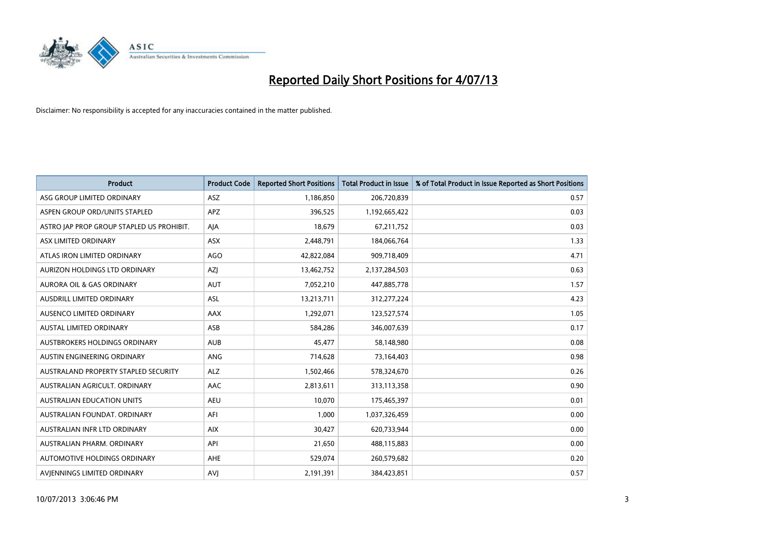# Reported Daily Short Positions for 4/07/13

Disclaimer: No responsibility is accepted for any inaccuracies contained in the matter published.

| Product | Product Code | Reported Short Positions | Total Product in Issue | % of Total Product in Issue Reported as Short Positions |
|---|---|---|---|---|
| ASG GROUP LIMITED ORDINARY | ASZ | 1,186,850 | 206,720,839 | 0.57 |
| ASPEN GROUP ORD/UNITS STAPLED | APZ | 396,525 | 1,192,665,422 | 0.03 |
| ASTRO JAP PROP GROUP STAPLED US PROHIBIT. | AJA | 18,679 | 67,211,752 | 0.03 |
| ASX LIMITED ORDINARY | ASX | 2,448,791 | 184,066,764 | 1.33 |
| ATLAS IRON LIMITED ORDINARY | AGO | 42,822,084 | 909,718,409 | 4.71 |
| AURIZON HOLDINGS LTD ORDINARY | AZJ | 13,462,752 | 2,137,284,503 | 0.63 |
| AURORA OIL & GAS ORDINARY | AUT | 7,052,210 | 447,885,778 | 1.57 |
| AUSDRILL LIMITED ORDINARY | ASL | 13,213,711 | 312,277,224 | 4.23 |
| AUSENCO LIMITED ORDINARY | AAX | 1,292,071 | 123,527,574 | 1.05 |
| AUSTAL LIMITED ORDINARY | ASB | 584,286 | 346,007,639 | 0.17 |
| AUSTBROKERS HOLDINGS ORDINARY | AUB | 45,477 | 58,148,980 | 0.08 |
| AUSTIN ENGINEERING ORDINARY | ANG | 714,628 | 73,164,403 | 0.98 |
| AUSTRALAND PROPERTY STAPLED SECURITY | ALZ | 1,502,466 | 578,324,670 | 0.26 |
| AUSTRALIAN AGRICULT. ORDINARY | AAC | 2,813,611 | 313,113,358 | 0.90 |
| AUSTRALIAN EDUCATION UNITS | AEU | 10,070 | 175,465,397 | 0.01 |
| AUSTRALIAN FOUNDAT. ORDINARY | AFI | 1,000 | 1,037,326,459 | 0.00 |
| AUSTRALIAN INFR LTD ORDINARY | AIX | 30,427 | 620,733,944 | 0.00 |
| AUSTRALIAN PHARM. ORDINARY | API | 21,650 | 488,115,883 | 0.00 |
| AUTOMOTIVE HOLDINGS ORDINARY | AHE | 529,074 | 260,579,682 | 0.20 |
| AVJENNINGS LIMITED ORDINARY | AVJ | 2,191,391 | 384,423,851 | 0.57 |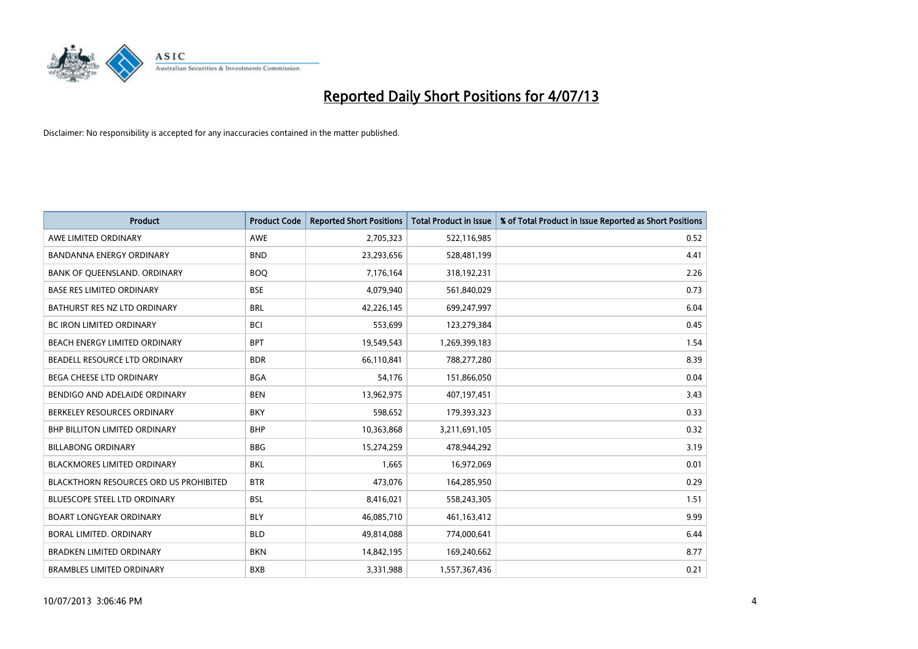# Reported Daily Short Positions for 4/07/13

Disclaimer: No responsibility is accepted for any inaccuracies contained in the matter published.

| Product | Product Code | Reported Short Positions | Total Product in Issue | % of Total Product in Issue Reported as Short Positions |
|---|---|---|---|---|
| AWE LIMITED ORDINARY | AWE | 2,705,323 | 522,116,985 | 0.52 |
| BANDANNA ENERGY ORDINARY | BND | 23,293,656 | 528,481,199 | 4.41 |
| BANK OF QUEENSLAND. ORDINARY | BOQ | 7,176,164 | 318,192,231 | 2.26 |
| BASE RES LIMITED ORDINARY | BSE | 4,079,940 | 561,840,029 | 0.73 |
| BATHURST RES NZ LTD ORDINARY | BRL | 42,226,145 | 699,247,997 | 6.04 |
| BC IRON LIMITED ORDINARY | BCI | 553,699 | 123,279,384 | 0.45 |
| BEACH ENERGY LIMITED ORDINARY | BPT | 19,549,543 | 1,269,399,183 | 1.54 |
| BEADELL RESOURCE LTD ORDINARY | BDR | 66,110,841 | 788,277,280 | 8.39 |
| BEGA CHEESE LTD ORDINARY | BGA | 54,176 | 151,866,050 | 0.04 |
| BENDIGO AND ADELAIDE ORDINARY | BEN | 13,962,975 | 407,197,451 | 3.43 |
| BERKELEY RESOURCES ORDINARY | BKY | 598,652 | 179,393,323 | 0.33 |
| BHP BILLITON LIMITED ORDINARY | BHP | 10,363,868 | 3,211,691,105 | 0.32 |
| BILLABONG ORDINARY | BBG | 15,274,259 | 478,944,292 | 3.19 |
| BLACKMORES LIMITED ORDINARY | BKL | 1,665 | 16,972,069 | 0.01 |
| BLACKTHORN RESOURCES ORD US PROHIBITED | BTR | 473,076 | 164,285,950 | 0.29 |
| BLUESCOPE STEEL LTD ORDINARY | BSL | 8,416,021 | 558,243,305 | 1.51 |
| BOART LONGYEAR ORDINARY | BLY | 46,085,710 | 461,163,412 | 9.99 |
| BORAL LIMITED. ORDINARY | BLD | 49,814,088 | 774,000,641 | 6.44 |
| BRADKEN LIMITED ORDINARY | BKN | 14,842,195 | 169,240,662 | 8.77 |
| BRAMBLES LIMITED ORDINARY | BXB | 3,331,988 | 1,557,367,436 | 0.21 |

10/07/2013 3:06:46 PM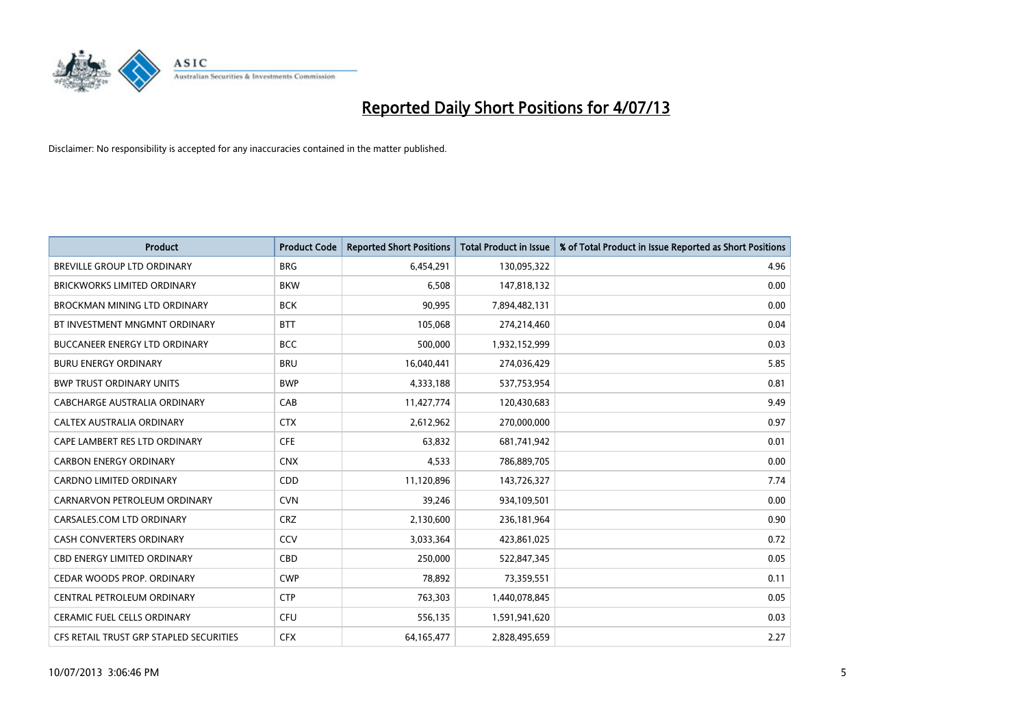# Reported Daily Short Positions for 4/07/13

Disclaimer: No responsibility is accepted for any inaccuracies contained in the matter published.

| Product | Product Code | Reported Short Positions | Total Product in Issue | % of Total Product in Issue Reported as Short Positions |
|---|---|---|---|---|
| BREVILLE GROUP LTD ORDINARY | BRG | 6,454,291 | 130,095,322 | 4.96 |
| BRICKWORKS LIMITED ORDINARY | BKW | 6,508 | 147,818,132 | 0.00 |
| BROCKMAN MINING LTD ORDINARY | BCK | 90,995 | 7,894,482,131 | 0.00 |
| BT INVESTMENT MNGMNT ORDINARY | BTT | 105,068 | 274,214,460 | 0.04 |
| BUCCANEER ENERGY LTD ORDINARY | BCC | 500,000 | 1,932,152,999 | 0.03 |
| BURU ENERGY ORDINARY | BRU | 16,040,441 | 274,036,429 | 5.85 |
| BWP TRUST ORDINARY UNITS | BWP | 4,333,188 | 537,753,954 | 0.81 |
| CABCHARGE AUSTRALIA ORDINARY | CAB | 11,427,774 | 120,430,683 | 9.49 |
| CALTEX AUSTRALIA ORDINARY | CTX | 2,612,962 | 270,000,000 | 0.97 |
| CAPE LAMBERT RES LTD ORDINARY | CFE | 63,832 | 681,741,942 | 0.01 |
| CARBON ENERGY ORDINARY | CNX | 4,533 | 786,889,705 | 0.00 |
| CARDNO LIMITED ORDINARY | CDD | 11,120,896 | 143,726,327 | 7.74 |
| CARNARVON PETROLEUM ORDINARY | CVN | 39,246 | 934,109,501 | 0.00 |
| CARSALES.COM LTD ORDINARY | CRZ | 2,130,600 | 236,181,964 | 0.90 |
| CASH CONVERTERS ORDINARY | CCV | 3,033,364 | 423,861,025 | 0.72 |
| CBD ENERGY LIMITED ORDINARY | CBD | 250,000 | 522,847,345 | 0.05 |
| CEDAR WOODS PROP. ORDINARY | CWP | 78,892 | 73,359,551 | 0.11 |
| CENTRAL PETROLEUM ORDINARY | CTP | 763,303 | 1,440,078,845 | 0.05 |
| CERAMIC FUEL CELLS ORDINARY | CFU | 556,135 | 1,591,941,620 | 0.03 |
| CFS RETAIL TRUST GRP STAPLED SECURITIES | CFX | 64,165,477 | 2,828,495,659 | 2.27 |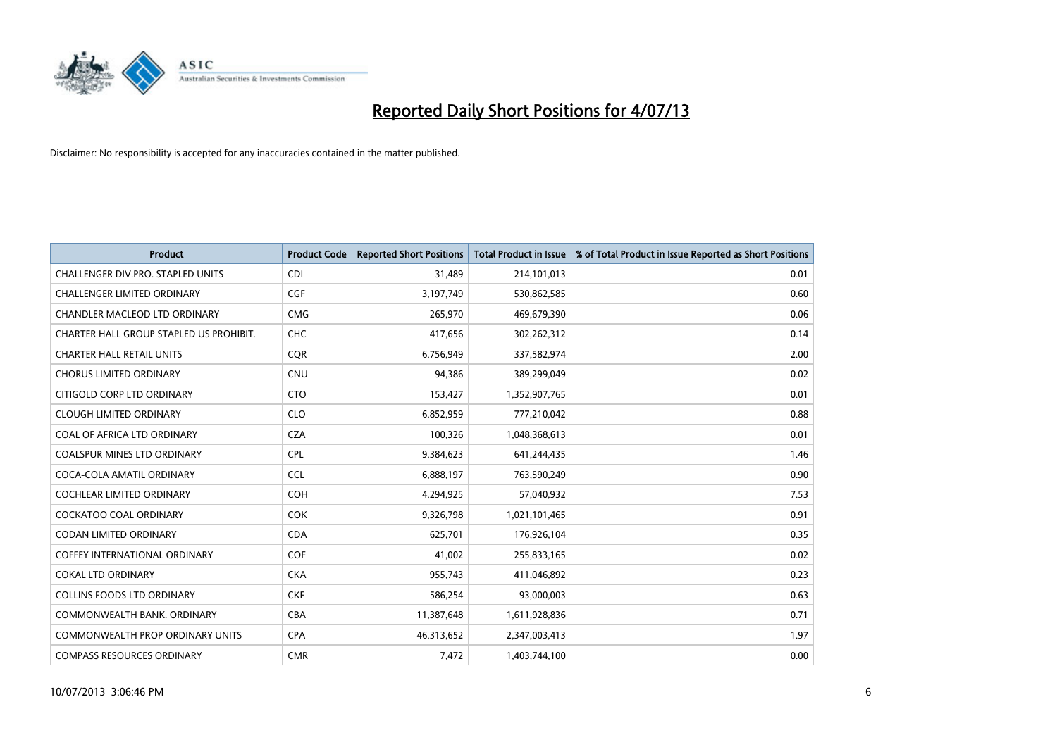# Reported Daily Short Positions for 4/07/13

Disclaimer: No responsibility is accepted for any inaccuracies contained in the matter published.

| Product | Product Code | Reported Short Positions | Total Product in Issue | % of Total Product in Issue Reported as Short Positions |
|---|---|---|---|---|
| CHALLENGER DIV.PRO. STAPLED UNITS | CDI | 31,489 | 214,101,013 | 0.01 |
| CHALLENGER LIMITED ORDINARY | CGF | 3,197,749 | 530,862,585 | 0.60 |
| CHANDLER MACLEOD LTD ORDINARY | CMG | 265,970 | 469,679,390 | 0.06 |
| CHARTER HALL GROUP STAPLED US PROHIBIT. | CHC | 417,656 | 302,262,312 | 0.14 |
| CHARTER HALL RETAIL UNITS | CQR | 6,756,949 | 337,582,974 | 2.00 |
| CHORUS LIMITED ORDINARY | CNU | 94,386 | 389,299,049 | 0.02 |
| CITIGOLD CORP LTD ORDINARY | CTO | 153,427 | 1,352,907,765 | 0.01 |
| CLOUGH LIMITED ORDINARY | CLO | 6,852,959 | 777,210,042 | 0.88 |
| COAL OF AFRICA LTD ORDINARY | CZA | 100,326 | 1,048,368,613 | 0.01 |
| COALSPUR MINES LTD ORDINARY | CPL | 9,384,623 | 641,244,435 | 1.46 |
| COCA-COLA AMATIL ORDINARY | CCL | 6,888,197 | 763,590,249 | 0.90 |
| COCHLEAR LIMITED ORDINARY | COH | 4,294,925 | 57,040,932 | 7.53 |
| COCKATOO COAL ORDINARY | COK | 9,326,798 | 1,021,101,465 | 0.91 |
| CODAN LIMITED ORDINARY | CDA | 625,701 | 176,926,104 | 0.35 |
| COFFEY INTERNATIONAL ORDINARY | COF | 41,002 | 255,833,165 | 0.02 |
| COKAL LTD ORDINARY | CKA | 955,743 | 411,046,892 | 0.23 |
| COLLINS FOODS LTD ORDINARY | CKF | 586,254 | 93,000,003 | 0.63 |
| COMMONWEALTH BANK. ORDINARY | CBA | 11,387,648 | 1,611,928,836 | 0.71 |
| COMMONWEALTH PROP ORDINARY UNITS | CPA | 46,313,652 | 2,347,003,413 | 1.97 |
| COMPASS RESOURCES ORDINARY | CMR | 7,472 | 1,403,744,100 | 0.00 |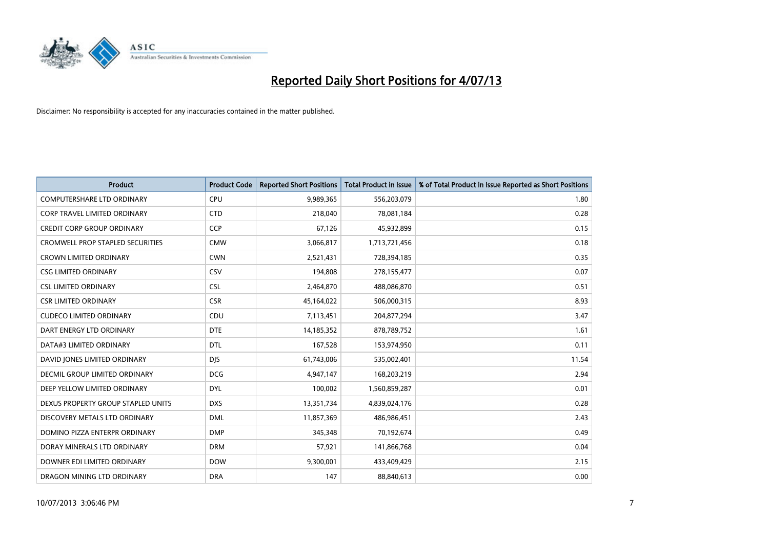# Reported Daily Short Positions for 4/07/13

Disclaimer: No responsibility is accepted for any inaccuracies contained in the matter published.

| Product | Product Code | Reported Short Positions | Total Product in Issue | % of Total Product in Issue Reported as Short Positions |
|---|---|---|---|---|
| COMPUTERSHARE LTD ORDINARY | CPU | 9,989,365 | 556,203,079 | 1.80 |
| CORP TRAVEL LIMITED ORDINARY | CTD | 218,040 | 78,081,184 | 0.28 |
| CREDIT CORP GROUP ORDINARY | CCP | 67,126 | 45,932,899 | 0.15 |
| CROMWELL PROP STAPLED SECURITIES | CMW | 3,066,817 | 1,713,721,456 | 0.18 |
| CROWN LIMITED ORDINARY | CWN | 2,521,431 | 728,394,185 | 0.35 |
| CSG LIMITED ORDINARY | CSV | 194,808 | 278,155,477 | 0.07 |
| CSL LIMITED ORDINARY | CSL | 2,464,870 | 488,086,870 | 0.51 |
| CSR LIMITED ORDINARY | CSR | 45,164,022 | 506,000,315 | 8.93 |
| CUDECO LIMITED ORDINARY | CDU | 7,113,451 | 204,877,294 | 3.47 |
| DART ENERGY LTD ORDINARY | DTE | 14,185,352 | 878,789,752 | 1.61 |
| DATA#3 LIMITED ORDINARY | DTL | 167,528 | 153,974,950 | 0.11 |
| DAVID JONES LIMITED ORDINARY | DJS | 61,743,006 | 535,002,401 | 11.54 |
| DECMIL GROUP LIMITED ORDINARY | DCG | 4,947,147 | 168,203,219 | 2.94 |
| DEEP YELLOW LIMITED ORDINARY | DYL | 100,002 | 1,560,859,287 | 0.01 |
| DEXUS PROPERTY GROUP STAPLED UNITS | DXS | 13,351,734 | 4,839,024,176 | 0.28 |
| DISCOVERY METALS LTD ORDINARY | DML | 11,857,369 | 486,986,451 | 2.43 |
| DOMINO PIZZA ENTERPR ORDINARY | DMP | 345,348 | 70,192,674 | 0.49 |
| DORAY MINERALS LTD ORDINARY | DRM | 57,921 | 141,866,768 | 0.04 |
| DOWNER EDI LIMITED ORDINARY | DOW | 9,300,001 | 433,409,429 | 2.15 |
| DRAGON MINING LTD ORDINARY | DRA | 147 | 88,840,613 | 0.00 |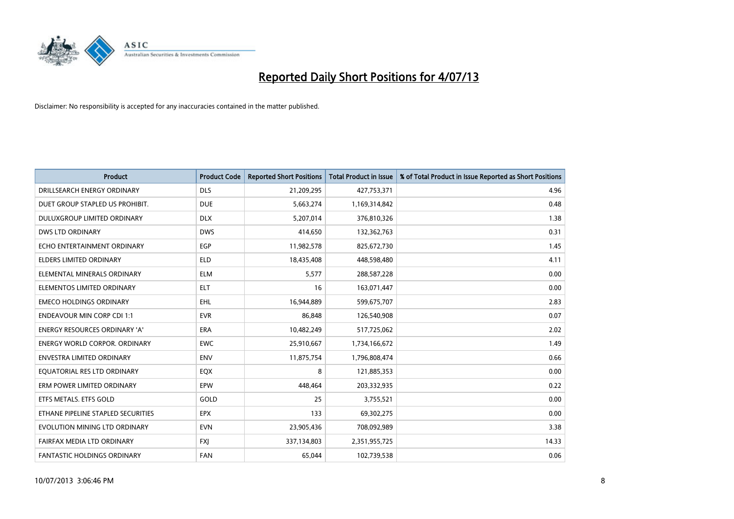# Reported Daily Short Positions for 4/07/13

Disclaimer: No responsibility is accepted for any inaccuracies contained in the matter published.

| Product | Product Code | Reported Short Positions | Total Product in Issue | % of Total Product in Issue Reported as Short Positions |
|---|---|---|---|---|
| DRILLSEARCH ENERGY ORDINARY | DLS | 21,209,295 | 427,753,371 | 4.96 |
| DUET GROUP STAPLED US PROHIBIT. | DUE | 5,663,274 | 1,169,314,842 | 0.48 |
| DULUXGROUP LIMITED ORDINARY | DLX | 5,207,014 | 376,810,326 | 1.38 |
| DWS LTD ORDINARY | DWS | 414,650 | 132,362,763 | 0.31 |
| ECHO ENTERTAINMENT ORDINARY | EGP | 11,982,578 | 825,672,730 | 1.45 |
| ELDERS LIMITED ORDINARY | ELD | 18,435,408 | 448,598,480 | 4.11 |
| ELEMENTAL MINERALS ORDINARY | ELM | 5,577 | 288,587,228 | 0.00 |
| ELEMENTOS LIMITED ORDINARY | ELT | 16 | 163,071,447 | 0.00 |
| EMECO HOLDINGS ORDINARY | EHL | 16,944,889 | 599,675,707 | 2.83 |
| ENDEAVOUR MIN CORP CDI 1:1 | EVR | 86,848 | 126,540,908 | 0.07 |
| ENERGY RESOURCES ORDINARY 'A' | ERA | 10,482,249 | 517,725,062 | 2.02 |
| ENERGY WORLD CORPOR. ORDINARY | EWC | 25,910,667 | 1,734,166,672 | 1.49 |
| ENVESTRA LIMITED ORDINARY | ENV | 11,875,754 | 1,796,808,474 | 0.66 |
| EQUATORIAL RES LTD ORDINARY | EQX | 8 | 121,885,353 | 0.00 |
| ERM POWER LIMITED ORDINARY | EPW | 448,464 | 203,332,935 | 0.22 |
| ETFS METALS. ETFS GOLD | GOLD | 25 | 3,755,521 | 0.00 |
| ETHANE PIPELINE STAPLED SECURITIES | EPX | 133 | 69,302,275 | 0.00 |
| EVOLUTION MINING LTD ORDINARY | EVN | 23,905,436 | 708,092,989 | 3.38 |
| FAIRFAX MEDIA LTD ORDINARY | FXJ | 337,134,803 | 2,351,955,725 | 14.33 |
| FANTASTIC HOLDINGS ORDINARY | FAN | 65,044 | 102,739,538 | 0.06 |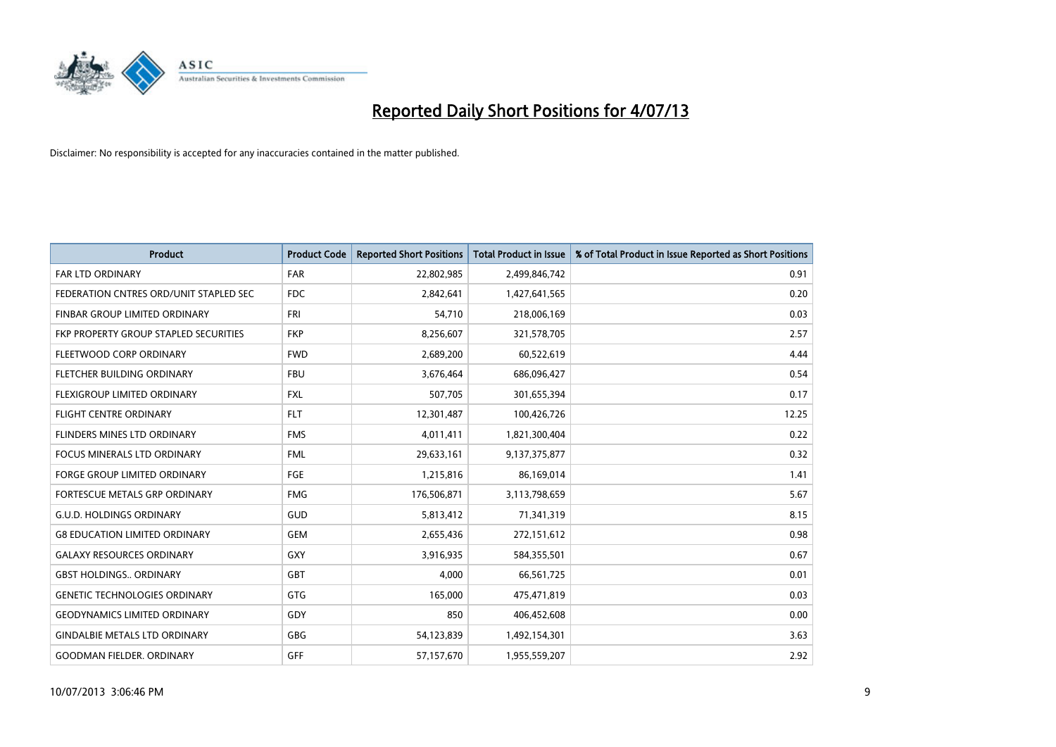# Reported Daily Short Positions for 4/07/13

Disclaimer: No responsibility is accepted for any inaccuracies contained in the matter published.

| Product | Product Code | Reported Short Positions | Total Product in Issue | % of Total Product in Issue Reported as Short Positions |
|---|---|---|---|---|
| FAR LTD ORDINARY | FAR | 22,802,985 | 2,499,846,742 | 0.91 |
| FEDERATION CNTRES ORD/UNIT STAPLED SEC | FDC | 2,842,641 | 1,427,641,565 | 0.20 |
| FINBAR GROUP LIMITED ORDINARY | FRI | 54,710 | 218,006,169 | 0.03 |
| FKP PROPERTY GROUP STAPLED SECURITIES | FKP | 8,256,607 | 321,578,705 | 2.57 |
| FLEETWOOD CORP ORDINARY | FWD | 2,689,200 | 60,522,619 | 4.44 |
| FLETCHER BUILDING ORDINARY | FBU | 3,676,464 | 686,096,427 | 0.54 |
| FLEXIGROUP LIMITED ORDINARY | FXL | 507,705 | 301,655,394 | 0.17 |
| FLIGHT CENTRE ORDINARY | FLT | 12,301,487 | 100,426,726 | 12.25 |
| FLINDERS MINES LTD ORDINARY | FMS | 4,011,411 | 1,821,300,404 | 0.22 |
| FOCUS MINERALS LTD ORDINARY | FML | 29,633,161 | 9,137,375,877 | 0.32 |
| FORGE GROUP LIMITED ORDINARY | FGE | 1,215,816 | 86,169,014 | 1.41 |
| FORTESCUE METALS GRP ORDINARY | FMG | 176,506,871 | 3,113,798,659 | 5.67 |
| G.U.D. HOLDINGS ORDINARY | GUD | 5,813,412 | 71,341,319 | 8.15 |
| G8 EDUCATION LIMITED ORDINARY | GEM | 2,655,436 | 272,151,612 | 0.98 |
| GALAXY RESOURCES ORDINARY | GXY | 3,916,935 | 584,355,501 | 0.67 |
| GBST HOLDINGS.. ORDINARY | GBT | 4,000 | 66,561,725 | 0.01 |
| GENETIC TECHNOLOGIES ORDINARY | GTG | 165,000 | 475,471,819 | 0.03 |
| GEODYNAMICS LIMITED ORDINARY | GDY | 850 | 406,452,608 | 0.00 |
| GINDALBIE METALS LTD ORDINARY | GBG | 54,123,839 | 1,492,154,301 | 3.63 |
| GOODMAN FIELDER. ORDINARY | GFF | 57,157,670 | 1,955,559,207 | 2.92 |

10/07/2013 3:06:46 PM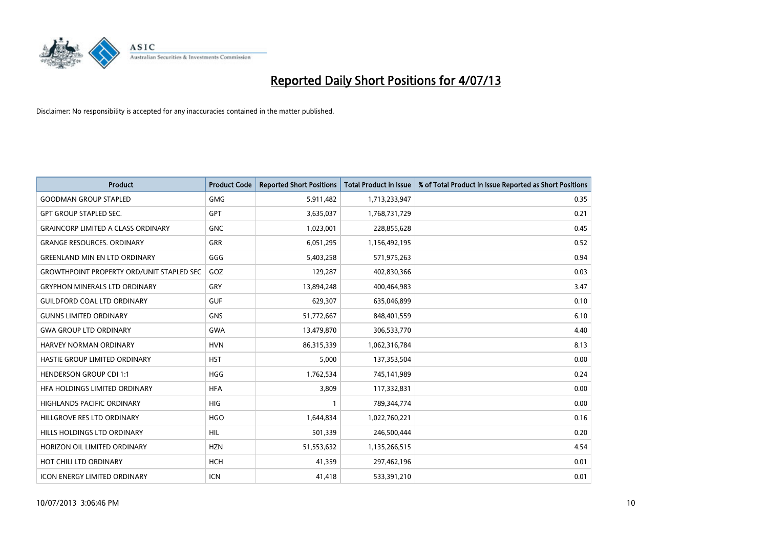# Reported Daily Short Positions for 4/07/13

Disclaimer: No responsibility is accepted for any inaccuracies contained in the matter published.

| Product | Product Code | Reported Short Positions | Total Product in Issue | % of Total Product in Issue Reported as Short Positions |
|---|---|---|---|---|
| GOODMAN GROUP STAPLED | GMG | 5,911,482 | 1,713,233,947 | 0.35 |
| GPT GROUP STAPLED SEC. | GPT | 3,635,037 | 1,768,731,729 | 0.21 |
| GRAINCORP LIMITED A CLASS ORDINARY | GNC | 1,023,001 | 228,855,628 | 0.45 |
| GRANGE RESOURCES. ORDINARY | GRR | 6,051,295 | 1,156,492,195 | 0.52 |
| GREENLAND MIN EN LTD ORDINARY | GGG | 5,403,258 | 571,975,263 | 0.94 |
| GROWTHPOINT PROPERTY ORD/UNIT STAPLED SEC | GOZ | 129,287 | 402,830,366 | 0.03 |
| GRYPHON MINERALS LTD ORDINARY | GRY | 13,894,248 | 400,464,983 | 3.47 |
| GUILDFORD COAL LTD ORDINARY | GUF | 629,307 | 635,046,899 | 0.10 |
| GUNNS LIMITED ORDINARY | GNS | 51,772,667 | 848,401,559 | 6.10 |
| GWA GROUP LTD ORDINARY | GWA | 13,479,870 | 306,533,770 | 4.40 |
| HARVEY NORMAN ORDINARY | HVN | 86,315,339 | 1,062,316,784 | 8.13 |
| HASTIE GROUP LIMITED ORDINARY | HST | 5,000 | 137,353,504 | 0.00 |
| HENDERSON GROUP CDI 1:1 | HGG | 1,762,534 | 745,141,989 | 0.24 |
| HFA HOLDINGS LIMITED ORDINARY | HFA | 3,809 | 117,332,831 | 0.00 |
| HIGHLANDS PACIFIC ORDINARY | HIG | 1 | 789,344,774 | 0.00 |
| HILLGROVE RES LTD ORDINARY | HGO | 1,644,834 | 1,022,760,221 | 0.16 |
| HILLS HOLDINGS LTD ORDINARY | HIL | 501,339 | 246,500,444 | 0.20 |
| HORIZON OIL LIMITED ORDINARY | HZN | 51,553,632 | 1,135,266,515 | 4.54 |
| HOT CHILI LTD ORDINARY | HCH | 41,359 | 297,462,196 | 0.01 |
| ICON ENERGY LIMITED ORDINARY | ICN | 41,418 | 533,391,210 | 0.01 |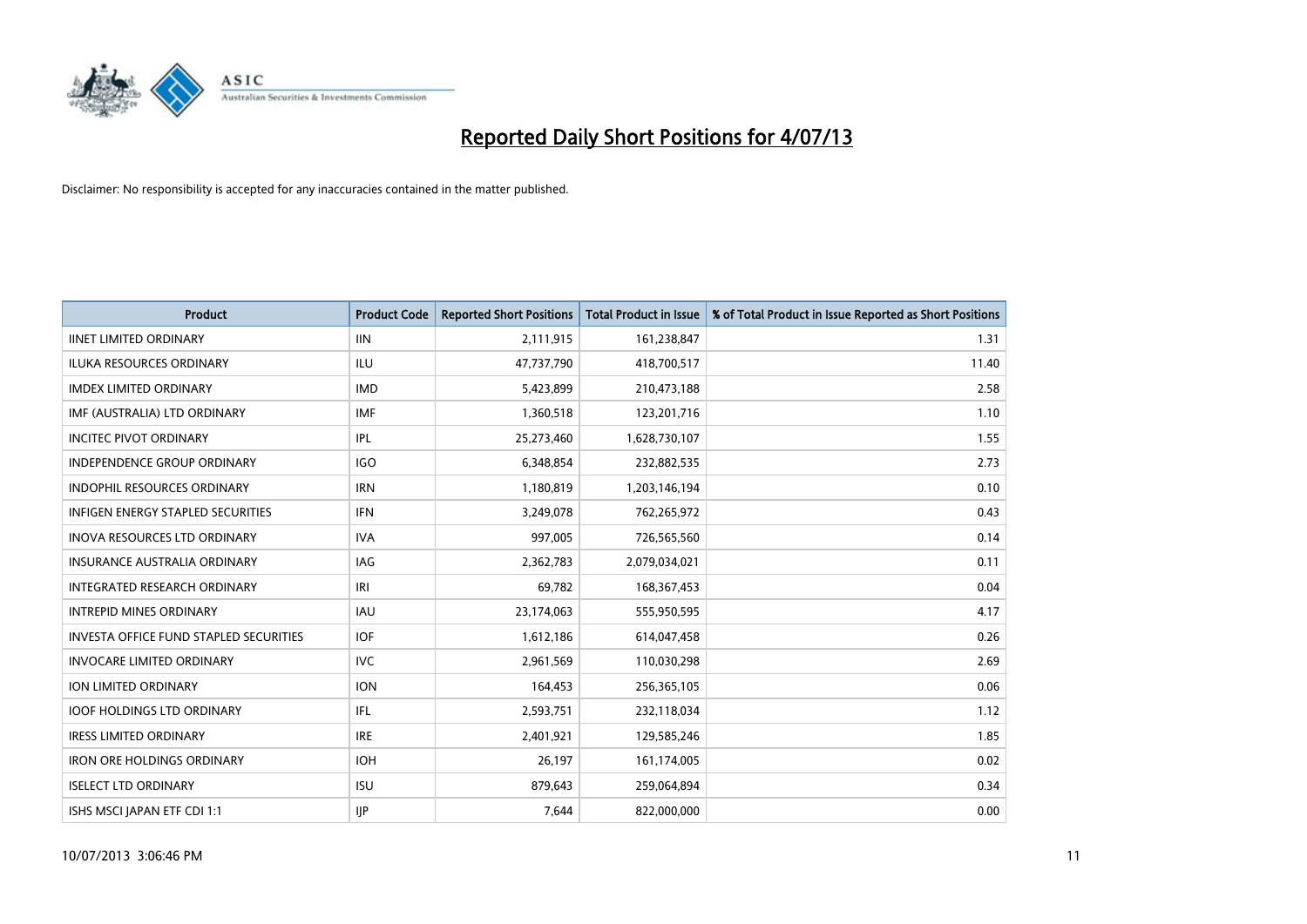# Reported Daily Short Positions for 4/07/13

Disclaimer: No responsibility is accepted for any inaccuracies contained in the matter published.

| Product | Product Code | Reported Short Positions | Total Product in Issue | % of Total Product in Issue Reported as Short Positions |
|---|---|---|---|---|
| IINET LIMITED ORDINARY | IIN | 2,111,915 | 161,238,847 | 1.31 |
| ILUKA RESOURCES ORDINARY | ILU | 47,737,790 | 418,700,517 | 11.40 |
| IMDEX LIMITED ORDINARY | IMD | 5,423,899 | 210,473,188 | 2.58 |
| IMF (AUSTRALIA) LTD ORDINARY | IMF | 1,360,518 | 123,201,716 | 1.10 |
| INCITEC PIVOT ORDINARY | IPL | 25,273,460 | 1,628,730,107 | 1.55 |
| INDEPENDENCE GROUP ORDINARY | IGO | 6,348,854 | 232,882,535 | 2.73 |
| INDOPHIL RESOURCES ORDINARY | IRN | 1,180,819 | 1,203,146,194 | 0.10 |
| INFIGEN ENERGY STAPLED SECURITIES | IFN | 3,249,078 | 762,265,972 | 0.43 |
| INOVA RESOURCES LTD ORDINARY | IVA | 997,005 | 726,565,560 | 0.14 |
| INSURANCE AUSTRALIA ORDINARY | IAG | 2,362,783 | 2,079,034,021 | 0.11 |
| INTEGRATED RESEARCH ORDINARY | IRI | 69,782 | 168,367,453 | 0.04 |
| INTREPID MINES ORDINARY | IAU | 23,174,063 | 555,950,595 | 4.17 |
| INVESTA OFFICE FUND STAPLED SECURITIES | IOF | 1,612,186 | 614,047,458 | 0.26 |
| INVOCARE LIMITED ORDINARY | IVC | 2,961,569 | 110,030,298 | 2.69 |
| ION LIMITED ORDINARY | ION | 164,453 | 256,365,105 | 0.06 |
| IOOF HOLDINGS LTD ORDINARY | IFL | 2,593,751 | 232,118,034 | 1.12 |
| IRESS LIMITED ORDINARY | IRE | 2,401,921 | 129,585,246 | 1.85 |
| IRON ORE HOLDINGS ORDINARY | IOH | 26,197 | 161,174,005 | 0.02 |
| ISELECT LTD ORDINARY | ISU | 879,643 | 259,064,894 | 0.34 |
| ISHS MSCI JAPAN ETF CDI 1:1 | IJP | 7,644 | 822,000,000 | 0.00 |

10/07/2013 3:06:46 PM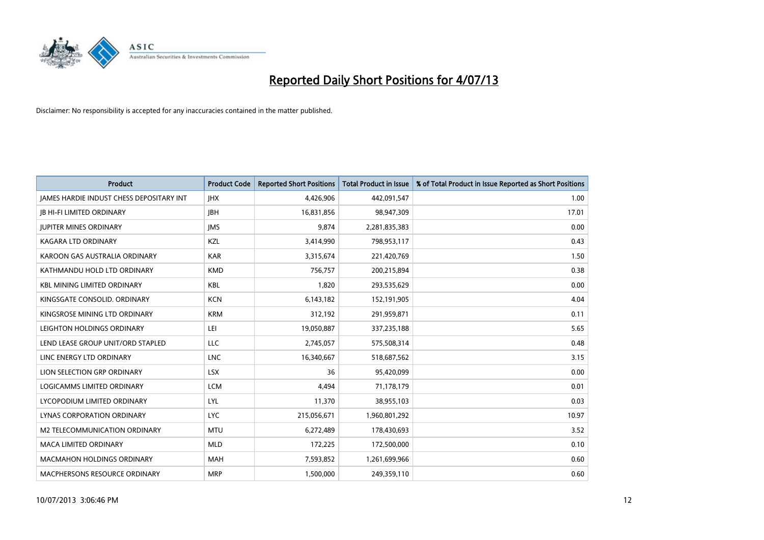# Reported Daily Short Positions for 4/07/13

Disclaimer: No responsibility is accepted for any inaccuracies contained in the matter published.

| Product | Product Code | Reported Short Positions | Total Product in Issue | % of Total Product in Issue Reported as Short Positions |
|---|---|---|---|---|
| JAMES HARDIE INDUST CHESS DEPOSITARY INT | JHX | 4,426,906 | 442,091,547 | 1.00 |
| JB HI-FI LIMITED ORDINARY | JBH | 16,831,856 | 98,947,309 | 17.01 |
| JUPITER MINES ORDINARY | JMS | 9,874 | 2,281,835,383 | 0.00 |
| KAGARA LTD ORDINARY | KZL | 3,414,990 | 798,953,117 | 0.43 |
| KAROON GAS AUSTRALIA ORDINARY | KAR | 3,315,674 | 221,420,769 | 1.50 |
| KATHMANDU HOLD LTD ORDINARY | KMD | 756,757 | 200,215,894 | 0.38 |
| KBL MINING LIMITED ORDINARY | KBL | 1,820 | 293,535,629 | 0.00 |
| KINGSGATE CONSOLID. ORDINARY | KCN | 6,143,182 | 152,191,905 | 4.04 |
| KINGSROSE MINING LTD ORDINARY | KRM | 312,192 | 291,959,871 | 0.11 |
| LEIGHTON HOLDINGS ORDINARY | LEI | 19,050,887 | 337,235,188 | 5.65 |
| LEND LEASE GROUP UNIT/ORD STAPLED | LLC | 2,745,057 | 575,508,314 | 0.48 |
| LINC ENERGY LTD ORDINARY | LNC | 16,340,667 | 518,687,562 | 3.15 |
| LION SELECTION GRP ORDINARY | LSX | 36 | 95,420,099 | 0.00 |
| LOGICAMMS LIMITED ORDINARY | LCM | 4,494 | 71,178,179 | 0.01 |
| LYCOPODIUM LIMITED ORDINARY | LYL | 11,370 | 38,955,103 | 0.03 |
| LYNAS CORPORATION ORDINARY | LYC | 215,056,671 | 1,960,801,292 | 10.97 |
| M2 TELECOMMUNICATION ORDINARY | MTU | 6,272,489 | 178,430,693 | 3.52 |
| MACA LIMITED ORDINARY | MLD | 172,225 | 172,500,000 | 0.10 |
| MACMAHON HOLDINGS ORDINARY | MAH | 7,593,852 | 1,261,699,966 | 0.60 |
| MACPHERSONS RESOURCE ORDINARY | MRP | 1,500,000 | 249,359,110 | 0.60 |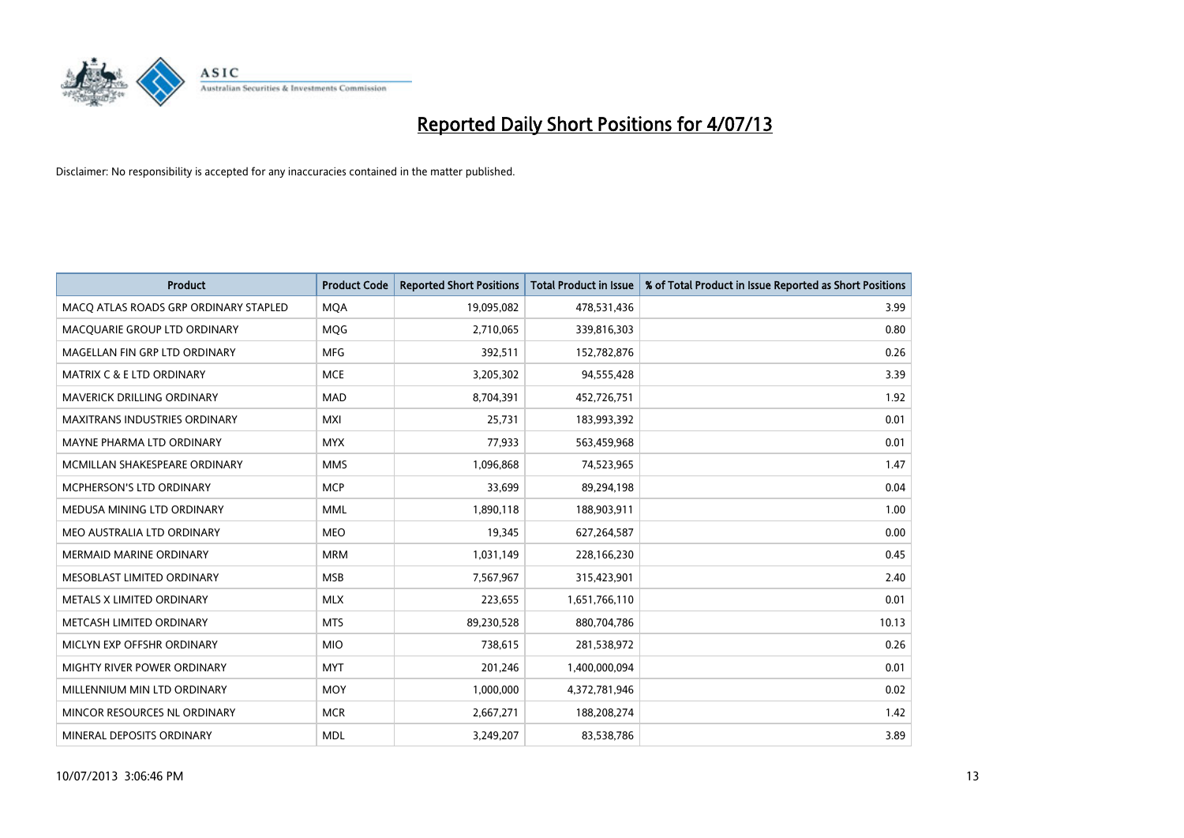# Reported Daily Short Positions for 4/07/13

Disclaimer: No responsibility is accepted for any inaccuracies contained in the matter published.

| Product | Product Code | Reported Short Positions | Total Product in Issue | % of Total Product in Issue Reported as Short Positions |
|---|---|---|---|---|
| MACQ ATLAS ROADS GRP ORDINARY STAPLED | MQA | 19,095,082 | 478,531,436 | 3.99 |
| MACQUARIE GROUP LTD ORDINARY | MQG | 2,710,065 | 339,816,303 | 0.80 |
| MAGELLAN FIN GRP LTD ORDINARY | MFG | 392,511 | 152,782,876 | 0.26 |
| MATRIX C & E LTD ORDINARY | MCE | 3,205,302 | 94,555,428 | 3.39 |
| MAVERICK DRILLING ORDINARY | MAD | 8,704,391 | 452,726,751 | 1.92 |
| MAXITRANS INDUSTRIES ORDINARY | MXI | 25,731 | 183,993,392 | 0.01 |
| MAYNE PHARMA LTD ORDINARY | MYX | 77,933 | 563,459,968 | 0.01 |
| MCMILLAN SHAKESPEARE ORDINARY | MMS | 1,096,868 | 74,523,965 | 1.47 |
| MCPHERSON'S LTD ORDINARY | MCP | 33,699 | 89,294,198 | 0.04 |
| MEDUSA MINING LTD ORDINARY | MML | 1,890,118 | 188,903,911 | 1.00 |
| MEO AUSTRALIA LTD ORDINARY | MEO | 19,345 | 627,264,587 | 0.00 |
| MERMAID MARINE ORDINARY | MRM | 1,031,149 | 228,166,230 | 0.45 |
| MESOBLAST LIMITED ORDINARY | MSB | 7,567,967 | 315,423,901 | 2.40 |
| METALS X LIMITED ORDINARY | MLX | 223,655 | 1,651,766,110 | 0.01 |
| METCASH LIMITED ORDINARY | MTS | 89,230,528 | 880,704,786 | 10.13 |
| MICLYN EXP OFFSHR ORDINARY | MIO | 738,615 | 281,538,972 | 0.26 |
| MIGHTY RIVER POWER ORDINARY | MYT | 201,246 | 1,400,000,094 | 0.01 |
| MILLENNIUM MIN LTD ORDINARY | MOY | 1,000,000 | 4,372,781,946 | 0.02 |
| MINCOR RESOURCES NL ORDINARY | MCR | 2,667,271 | 188,208,274 | 1.42 |
| MINERAL DEPOSITS ORDINARY | MDL | 3,249,207 | 83,538,786 | 3.89 |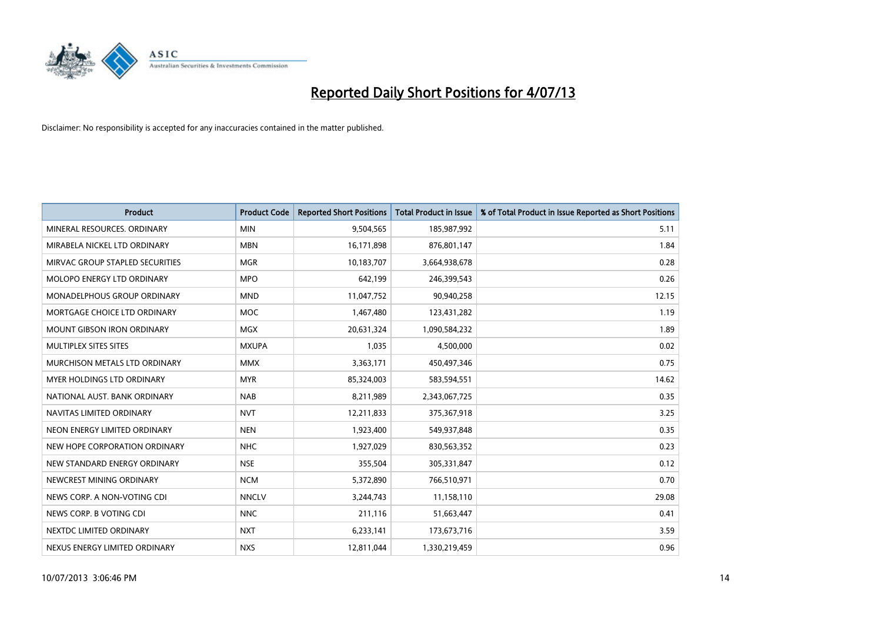# Reported Daily Short Positions for 4/07/13

Disclaimer: No responsibility is accepted for any inaccuracies contained in the matter published.

| Product | Product Code | Reported Short Positions | Total Product in Issue | % of Total Product in Issue Reported as Short Positions |
|---|---|---|---|---|
| MINERAL RESOURCES. ORDINARY | MIN | 9,504,565 | 185,987,992 | 5.11 |
| MIRABELA NICKEL LTD ORDINARY | MBN | 16,171,898 | 876,801,147 | 1.84 |
| MIRVAC GROUP STAPLED SECURITIES | MGR | 10,183,707 | 3,664,938,678 | 0.28 |
| MOLOPO ENERGY LTD ORDINARY | MPO | 642,199 | 246,399,543 | 0.26 |
| MONADELPHOUS GROUP ORDINARY | MND | 11,047,752 | 90,940,258 | 12.15 |
| MORTGAGE CHOICE LTD ORDINARY | MOC | 1,467,480 | 123,431,282 | 1.19 |
| MOUNT GIBSON IRON ORDINARY | MGX | 20,631,324 | 1,090,584,232 | 1.89 |
| MULTIPLEX SITES SITES | MXUPA | 1,035 | 4,500,000 | 0.02 |
| MURCHISON METALS LTD ORDINARY | MMX | 3,363,171 | 450,497,346 | 0.75 |
| MYER HOLDINGS LTD ORDINARY | MYR | 85,324,003 | 583,594,551 | 14.62 |
| NATIONAL AUST. BANK ORDINARY | NAB | 8,211,989 | 2,343,067,725 | 0.35 |
| NAVITAS LIMITED ORDINARY | NVT | 12,211,833 | 375,367,918 | 3.25 |
| NEON ENERGY LIMITED ORDINARY | NEN | 1,923,400 | 549,937,848 | 0.35 |
| NEW HOPE CORPORATION ORDINARY | NHC | 1,927,029 | 830,563,352 | 0.23 |
| NEW STANDARD ENERGY ORDINARY | NSE | 355,504 | 305,331,847 | 0.12 |
| NEWCREST MINING ORDINARY | NCM | 5,372,890 | 766,510,971 | 0.70 |
| NEWS CORP. A NON-VOTING CDI | NNCLV | 3,244,743 | 11,158,110 | 29.08 |
| NEWS CORP. B VOTING CDI | NNC | 211,116 | 51,663,447 | 0.41 |
| NEXTDC LIMITED ORDINARY | NXT | 6,233,141 | 173,673,716 | 3.59 |
| NEXUS ENERGY LIMITED ORDINARY | NXS | 12,811,044 | 1,330,219,459 | 0.96 |

10/07/2013 3:06:46 PM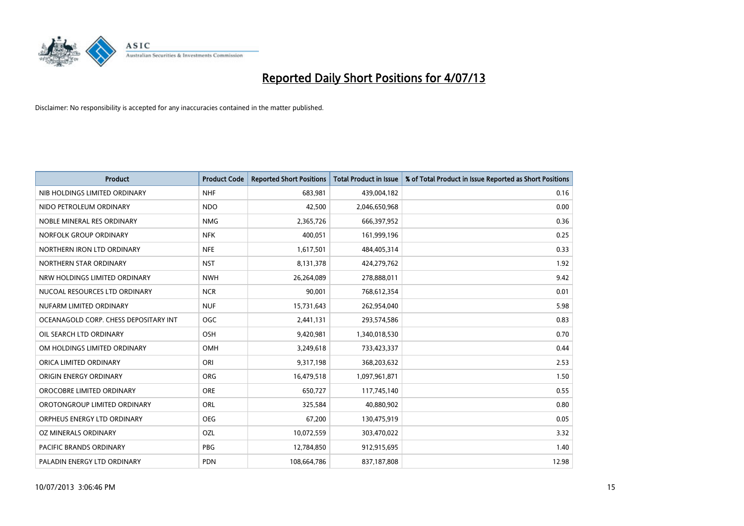# Reported Daily Short Positions for 4/07/13

Disclaimer: No responsibility is accepted for any inaccuracies contained in the matter published.

| Product | Product Code | Reported Short Positions | Total Product in Issue | % of Total Product in Issue Reported as Short Positions |
|---|---|---|---|---|
| NIB HOLDINGS LIMITED ORDINARY | NHF | 683,981 | 439,004,182 | 0.16 |
| NIDO PETROLEUM ORDINARY | NDO | 42,500 | 2,046,650,968 | 0.00 |
| NOBLE MINERAL RES ORDINARY | NMG | 2,365,726 | 666,397,952 | 0.36 |
| NORFOLK GROUP ORDINARY | NFK | 400,051 | 161,999,196 | 0.25 |
| NORTHERN IRON LTD ORDINARY | NFE | 1,617,501 | 484,405,314 | 0.33 |
| NORTHERN STAR ORDINARY | NST | 8,131,378 | 424,279,762 | 1.92 |
| NRW HOLDINGS LIMITED ORDINARY | NWH | 26,264,089 | 278,888,011 | 9.42 |
| NUCOAL RESOURCES LTD ORDINARY | NCR | 90,001 | 768,612,354 | 0.01 |
| NUFARM LIMITED ORDINARY | NUF | 15,731,643 | 262,954,040 | 5.98 |
| OCEANAGOLD CORP. CHESS DEPOSITARY INT | OGC | 2,441,131 | 293,574,586 | 0.83 |
| OIL SEARCH LTD ORDINARY | OSH | 9,420,981 | 1,340,018,530 | 0.70 |
| OM HOLDINGS LIMITED ORDINARY | OMH | 3,249,618 | 733,423,337 | 0.44 |
| ORICA LIMITED ORDINARY | ORI | 9,317,198 | 368,203,632 | 2.53 |
| ORIGIN ENERGY ORDINARY | ORG | 16,479,518 | 1,097,961,871 | 1.50 |
| OROCOBRE LIMITED ORDINARY | ORE | 650,727 | 117,745,140 | 0.55 |
| OROTONGROUP LIMITED ORDINARY | ORL | 325,584 | 40,880,902 | 0.80 |
| ORPHEUS ENERGY LTD ORDINARY | OEG | 67,200 | 130,475,919 | 0.05 |
| OZ MINERALS ORDINARY | OZL | 10,072,559 | 303,470,022 | 3.32 |
| PACIFIC BRANDS ORDINARY | PBG | 12,784,850 | 912,915,695 | 1.40 |
| PALADIN ENERGY LTD ORDINARY | PDN | 108,664,786 | 837,187,808 | 12.98 |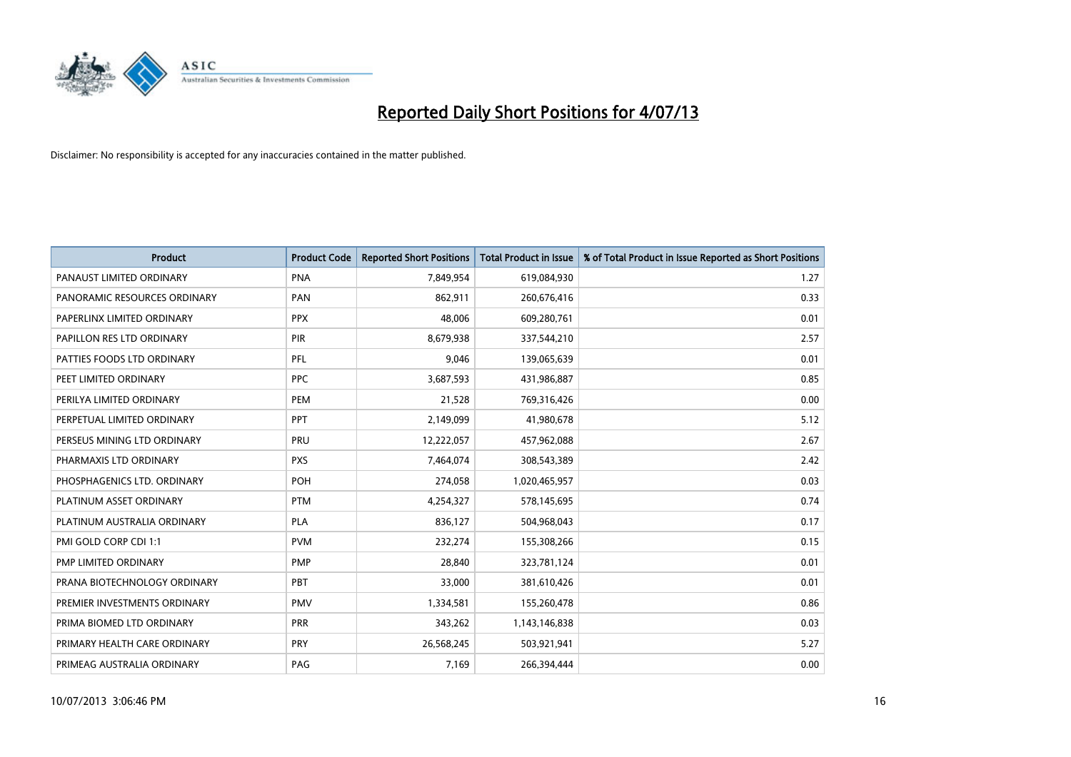# Reported Daily Short Positions for 4/07/13

Disclaimer: No responsibility is accepted for any inaccuracies contained in the matter published.

| Product | Product Code | Reported Short Positions | Total Product in Issue | % of Total Product in Issue Reported as Short Positions |
|---|---|---|---|---|
| PANAUST LIMITED ORDINARY | PNA | 7,849,954 | 619,084,930 | 1.27 |
| PANORAMIC RESOURCES ORDINARY | PAN | 862,911 | 260,676,416 | 0.33 |
| PAPERLINX LIMITED ORDINARY | PPX | 48,006 | 609,280,761 | 0.01 |
| PAPILLON RES LTD ORDINARY | PIR | 8,679,938 | 337,544,210 | 2.57 |
| PATTIES FOODS LTD ORDINARY | PFL | 9,046 | 139,065,639 | 0.01 |
| PEET LIMITED ORDINARY | PPC | 3,687,593 | 431,986,887 | 0.85 |
| PERILYA LIMITED ORDINARY | PEM | 21,528 | 769,316,426 | 0.00 |
| PERPETUAL LIMITED ORDINARY | PPT | 2,149,099 | 41,980,678 | 5.12 |
| PERSEUS MINING LTD ORDINARY | PRU | 12,222,057 | 457,962,088 | 2.67 |
| PHARMAXIS LTD ORDINARY | PXS | 7,464,074 | 308,543,389 | 2.42 |
| PHOSPHAGENICS LTD. ORDINARY | POH | 274,058 | 1,020,465,957 | 0.03 |
| PLATINUM ASSET ORDINARY | PTM | 4,254,327 | 578,145,695 | 0.74 |
| PLATINUM AUSTRALIA ORDINARY | PLA | 836,127 | 504,968,043 | 0.17 |
| PMI GOLD CORP CDI 1:1 | PVM | 232,274 | 155,308,266 | 0.15 |
| PMP LIMITED ORDINARY | PMP | 28,840 | 323,781,124 | 0.01 |
| PRANA BIOTECHNOLOGY ORDINARY | PBT | 33,000 | 381,610,426 | 0.01 |
| PREMIER INVESTMENTS ORDINARY | PMV | 1,334,581 | 155,260,478 | 0.86 |
| PRIMA BIOMED LTD ORDINARY | PRR | 343,262 | 1,143,146,838 | 0.03 |
| PRIMARY HEALTH CARE ORDINARY | PRY | 26,568,245 | 503,921,941 | 5.27 |
| PRIMEAG AUSTRALIA ORDINARY | PAG | 7,169 | 266,394,444 | 0.00 |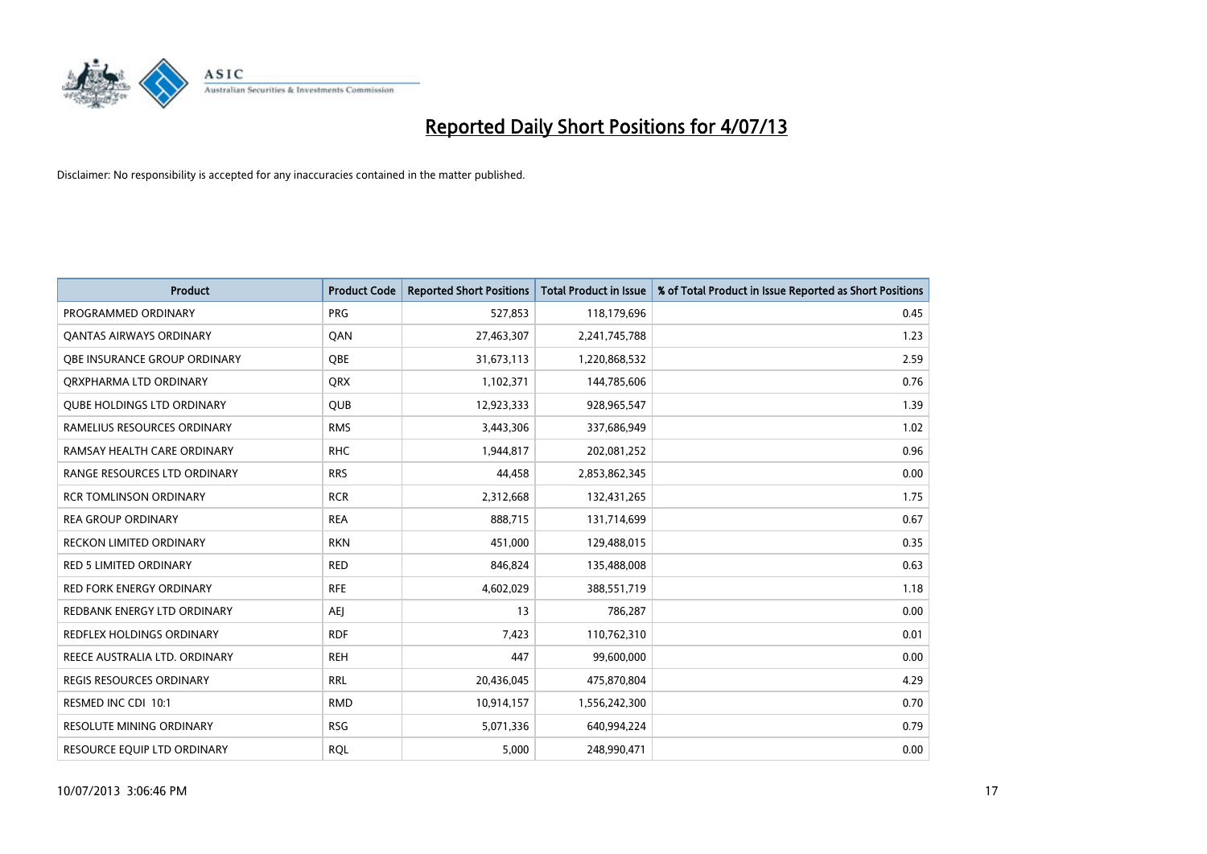# Reported Daily Short Positions for 4/07/13

Disclaimer: No responsibility is accepted for any inaccuracies contained in the matter published.

| Product | Product Code | Reported Short Positions | Total Product in Issue | % of Total Product in Issue Reported as Short Positions |
|---|---|---|---|---|
| PROGRAMMED ORDINARY | PRG | 527,853 | 118,179,696 | 0.45 |
| QANTAS AIRWAYS ORDINARY | QAN | 27,463,307 | 2,241,745,788 | 1.23 |
| QBE INSURANCE GROUP ORDINARY | QBE | 31,673,113 | 1,220,868,532 | 2.59 |
| QRXPHARMA LTD ORDINARY | QRX | 1,102,371 | 144,785,606 | 0.76 |
| QUBE HOLDINGS LTD ORDINARY | QUB | 12,923,333 | 928,965,547 | 1.39 |
| RAMELIUS RESOURCES ORDINARY | RMS | 3,443,306 | 337,686,949 | 1.02 |
| RAMSAY HEALTH CARE ORDINARY | RHC | 1,944,817 | 202,081,252 | 0.96 |
| RANGE RESOURCES LTD ORDINARY | RRS | 44,458 | 2,853,862,345 | 0.00 |
| RCR TOMLINSON ORDINARY | RCR | 2,312,668 | 132,431,265 | 1.75 |
| REA GROUP ORDINARY | REA | 888,715 | 131,714,699 | 0.67 |
| RECKON LIMITED ORDINARY | RKN | 451,000 | 129,488,015 | 0.35 |
| RED 5 LIMITED ORDINARY | RED | 846,824 | 135,488,008 | 0.63 |
| RED FORK ENERGY ORDINARY | RFE | 4,602,029 | 388,551,719 | 1.18 |
| REDBANK ENERGY LTD ORDINARY | AEJ | 13 | 786,287 | 0.00 |
| REDFLEX HOLDINGS ORDINARY | RDF | 7,423 | 110,762,310 | 0.01 |
| REECE AUSTRALIA LTD. ORDINARY | REH | 447 | 99,600,000 | 0.00 |
| REGIS RESOURCES ORDINARY | RRL | 20,436,045 | 475,870,804 | 4.29 |
| RESMED INC CDI 10:1 | RMD | 10,914,157 | 1,556,242,300 | 0.70 |
| RESOLUTE MINING ORDINARY | RSG | 5,071,336 | 640,994,224 | 0.79 |
| RESOURCE EQUIP LTD ORDINARY | RQL | 5,000 | 248,990,471 | 0.00 |

10/07/2013 3:06:46 PM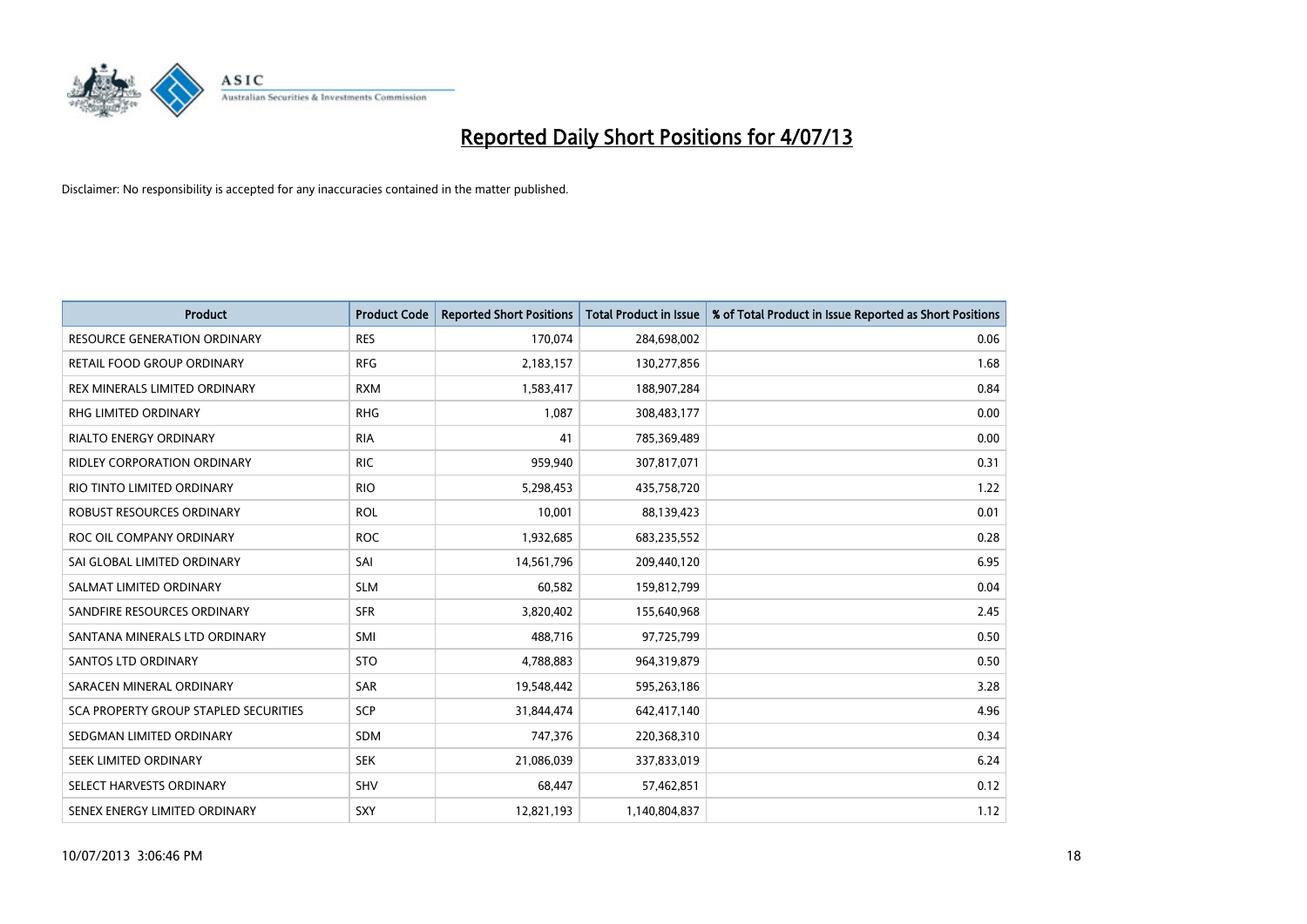# Reported Daily Short Positions for 4/07/13

Disclaimer: No responsibility is accepted for any inaccuracies contained in the matter published.

| Product | Product Code | Reported Short Positions | Total Product in Issue | % of Total Product in Issue Reported as Short Positions |
|---|---|---|---|---|
| RESOURCE GENERATION ORDINARY | RES | 170,074 | 284,698,002 | 0.06 |
| RETAIL FOOD GROUP ORDINARY | RFG | 2,183,157 | 130,277,856 | 1.68 |
| REX MINERALS LIMITED ORDINARY | RXM | 1,583,417 | 188,907,284 | 0.84 |
| RHG LIMITED ORDINARY | RHG | 1,087 | 308,483,177 | 0.00 |
| RIALTO ENERGY ORDINARY | RIA | 41 | 785,369,489 | 0.00 |
| RIDLEY CORPORATION ORDINARY | RIC | 959,940 | 307,817,071 | 0.31 |
| RIO TINTO LIMITED ORDINARY | RIO | 5,298,453 | 435,758,720 | 1.22 |
| ROBUST RESOURCES ORDINARY | ROL | 10,001 | 88,139,423 | 0.01 |
| ROC OIL COMPANY ORDINARY | ROC | 1,932,685 | 683,235,552 | 0.28 |
| SAI GLOBAL LIMITED ORDINARY | SAI | 14,561,796 | 209,440,120 | 6.95 |
| SALMAT LIMITED ORDINARY | SLM | 60,582 | 159,812,799 | 0.04 |
| SANDFIRE RESOURCES ORDINARY | SFR | 3,820,402 | 155,640,968 | 2.45 |
| SANTANA MINERALS LTD ORDINARY | SMI | 488,716 | 97,725,799 | 0.50 |
| SANTOS LTD ORDINARY | STO | 4,788,883 | 964,319,879 | 0.50 |
| SARACEN MINERAL ORDINARY | SAR | 19,548,442 | 595,263,186 | 3.28 |
| SCA PROPERTY GROUP STAPLED SECURITIES | SCP | 31,844,474 | 642,417,140 | 4.96 |
| SEDGMAN LIMITED ORDINARY | SDM | 747,376 | 220,368,310 | 0.34 |
| SEEK LIMITED ORDINARY | SEK | 21,086,039 | 337,833,019 | 6.24 |
| SELECT HARVESTS ORDINARY | SHV | 68,447 | 57,462,851 | 0.12 |
| SENEX ENERGY LIMITED ORDINARY | SXY | 12,821,193 | 1,140,804,837 | 1.12 |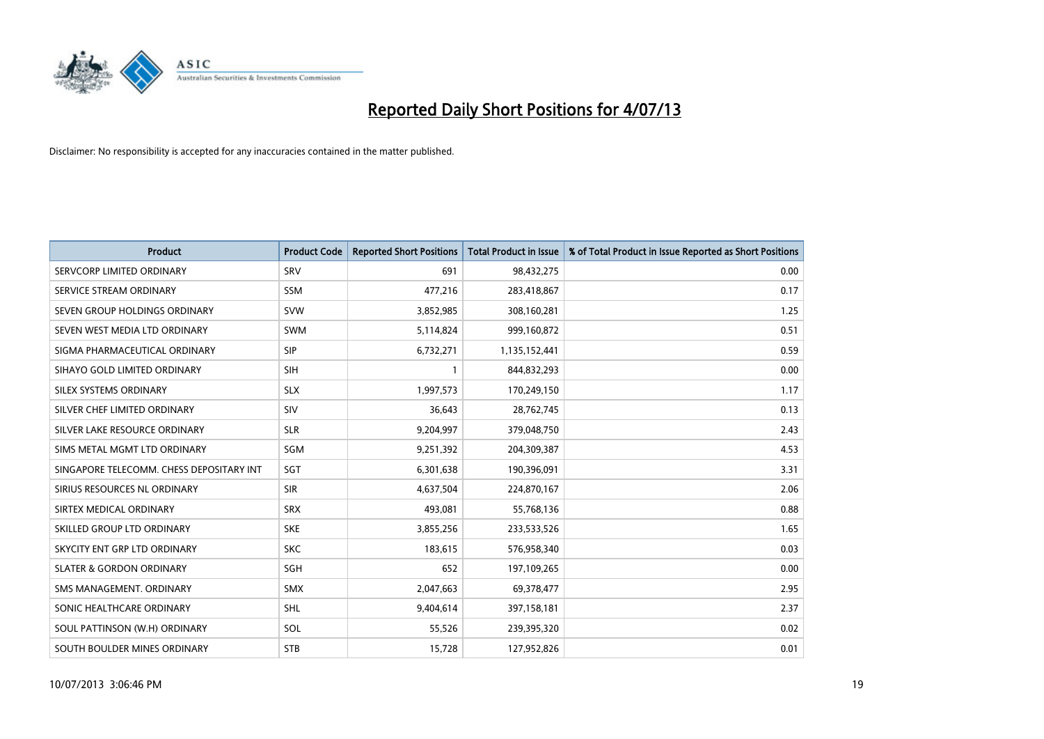# Reported Daily Short Positions for 4/07/13

Disclaimer: No responsibility is accepted for any inaccuracies contained in the matter published.

| Product | Product Code | Reported Short Positions | Total Product in Issue | % of Total Product in Issue Reported as Short Positions |
|---|---|---|---|---|
| SERVCORP LIMITED ORDINARY | SRV | 691 | 98,432,275 | 0.00 |
| SERVICE STREAM ORDINARY | SSM | 477,216 | 283,418,867 | 0.17 |
| SEVEN GROUP HOLDINGS ORDINARY | SVW | 3,852,985 | 308,160,281 | 1.25 |
| SEVEN WEST MEDIA LTD ORDINARY | SWM | 5,114,824 | 999,160,872 | 0.51 |
| SIGMA PHARMACEUTICAL ORDINARY | SIP | 6,732,271 | 1,135,152,441 | 0.59 |
| SIHAYO GOLD LIMITED ORDINARY | SIH | 1 | 844,832,293 | 0.00 |
| SILEX SYSTEMS ORDINARY | SLX | 1,997,573 | 170,249,150 | 1.17 |
| SILVER CHEF LIMITED ORDINARY | SIV | 36,643 | 28,762,745 | 0.13 |
| SILVER LAKE RESOURCE ORDINARY | SLR | 9,204,997 | 379,048,750 | 2.43 |
| SIMS METAL MGMT LTD ORDINARY | SGM | 9,251,392 | 204,309,387 | 4.53 |
| SINGAPORE TELECOMM. CHESS DEPOSITARY INT | SGT | 6,301,638 | 190,396,091 | 3.31 |
| SIRIUS RESOURCES NL ORDINARY | SIR | 4,637,504 | 224,870,167 | 2.06 |
| SIRTEX MEDICAL ORDINARY | SRX | 493,081 | 55,768,136 | 0.88 |
| SKILLED GROUP LTD ORDINARY | SKE | 3,855,256 | 233,533,526 | 1.65 |
| SKYCITY ENT GRP LTD ORDINARY | SKC | 183,615 | 576,958,340 | 0.03 |
| SLATER & GORDON ORDINARY | SGH | 652 | 197,109,265 | 0.00 |
| SMS MANAGEMENT. ORDINARY | SMX | 2,047,663 | 69,378,477 | 2.95 |
| SONIC HEALTHCARE ORDINARY | SHL | 9,404,614 | 397,158,181 | 2.37 |
| SOUL PATTINSON (W.H) ORDINARY | SOL | 55,526 | 239,395,320 | 0.02 |
| SOUTH BOULDER MINES ORDINARY | STB | 15,728 | 127,952,826 | 0.01 |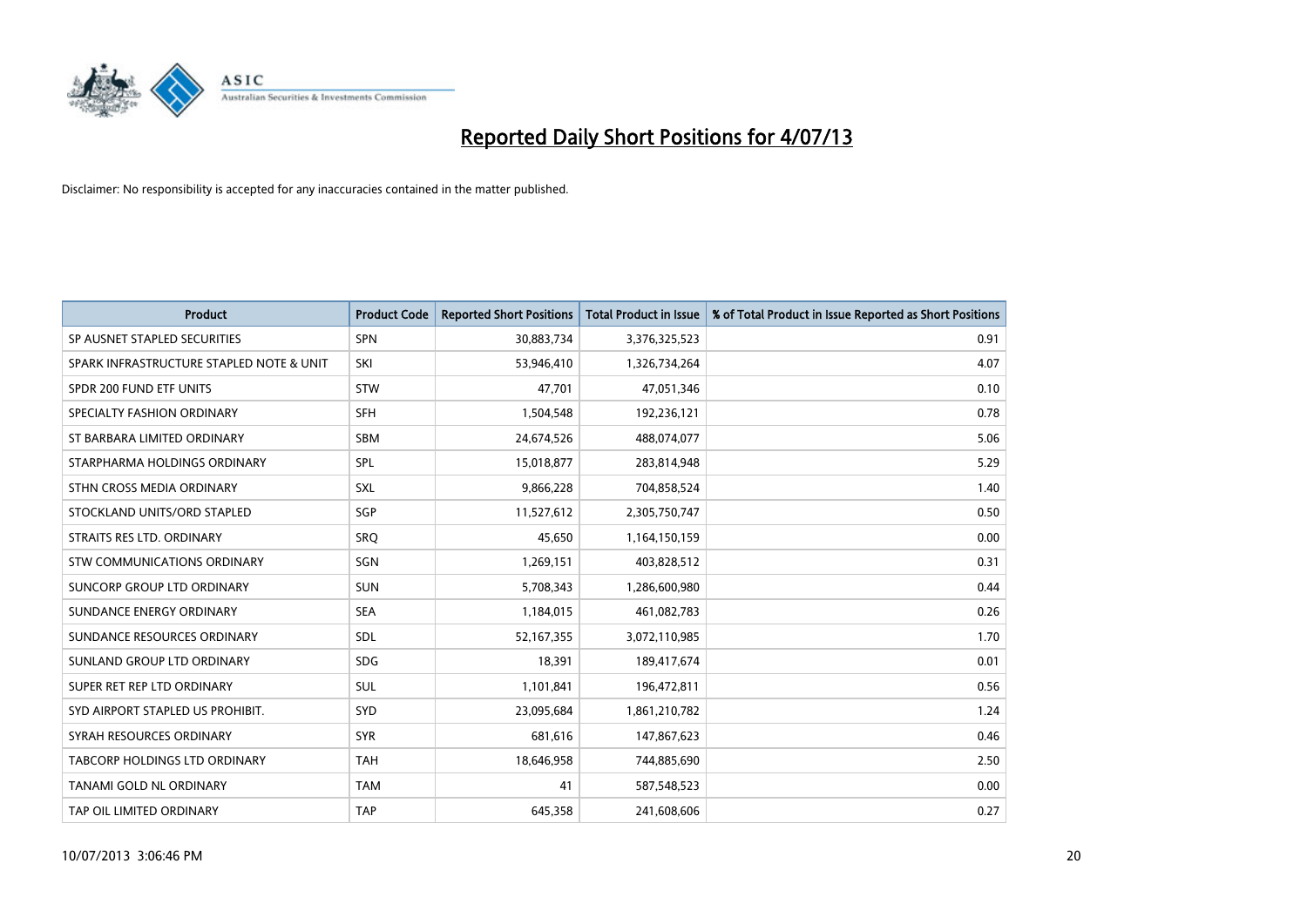# Reported Daily Short Positions for 4/07/13

Disclaimer: No responsibility is accepted for any inaccuracies contained in the matter published.

| Product | Product Code | Reported Short Positions | Total Product in Issue | % of Total Product in Issue Reported as Short Positions |
|---|---|---|---|---|
| SP AUSNET STAPLED SECURITIES | SPN | 30,883,734 | 3,376,325,523 | 0.91 |
| SPARK INFRASTRUCTURE STAPLED NOTE & UNIT | SKI | 53,946,410 | 1,326,734,264 | 4.07 |
| SPDR 200 FUND ETF UNITS | STW | 47,701 | 47,051,346 | 0.10 |
| SPECIALTY FASHION ORDINARY | SFH | 1,504,548 | 192,236,121 | 0.78 |
| ST BARBARA LIMITED ORDINARY | SBM | 24,674,526 | 488,074,077 | 5.06 |
| STARPHARMA HOLDINGS ORDINARY | SPL | 15,018,877 | 283,814,948 | 5.29 |
| STHN CROSS MEDIA ORDINARY | SXL | 9,866,228 | 704,858,524 | 1.40 |
| STOCKLAND UNITS/ORD STAPLED | SGP | 11,527,612 | 2,305,750,747 | 0.50 |
| STRAITS RES LTD. ORDINARY | SRQ | 45,650 | 1,164,150,159 | 0.00 |
| STW COMMUNICATIONS ORDINARY | SGN | 1,269,151 | 403,828,512 | 0.31 |
| SUNCORP GROUP LTD ORDINARY | SUN | 5,708,343 | 1,286,600,980 | 0.44 |
| SUNDANCE ENERGY ORDINARY | SEA | 1,184,015 | 461,082,783 | 0.26 |
| SUNDANCE RESOURCES ORDINARY | SDL | 52,167,355 | 3,072,110,985 | 1.70 |
| SUNLAND GROUP LTD ORDINARY | SDG | 18,391 | 189,417,674 | 0.01 |
| SUPER RET REP LTD ORDINARY | SUL | 1,101,841 | 196,472,811 | 0.56 |
| SYD AIRPORT STAPLED US PROHIBIT. | SYD | 23,095,684 | 1,861,210,782 | 1.24 |
| SYRAH RESOURCES ORDINARY | SYR | 681,616 | 147,867,623 | 0.46 |
| TABCORP HOLDINGS LTD ORDINARY | TAH | 18,646,958 | 744,885,690 | 2.50 |
| TANAMI GOLD NL ORDINARY | TAM | 41 | 587,548,523 | 0.00 |
| TAP OIL LIMITED ORDINARY | TAP | 645,358 | 241,608,606 | 0.27 |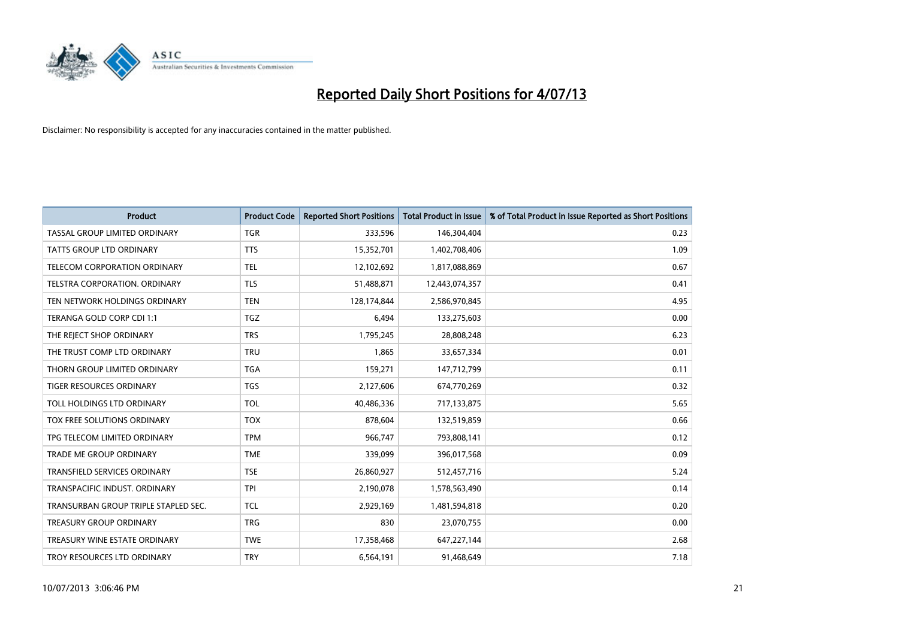# Reported Daily Short Positions for 4/07/13

Disclaimer: No responsibility is accepted for any inaccuracies contained in the matter published.

| Product | Product Code | Reported Short Positions | Total Product in Issue | % of Total Product in Issue Reported as Short Positions |
|---|---|---|---|---|
| TASSAL GROUP LIMITED ORDINARY | TGR | 333,596 | 146,304,404 | 0.23 |
| TATTS GROUP LTD ORDINARY | TTS | 15,352,701 | 1,402,708,406 | 1.09 |
| TELECOM CORPORATION ORDINARY | TEL | 12,102,692 | 1,817,088,869 | 0.67 |
| TELSTRA CORPORATION. ORDINARY | TLS | 51,488,871 | 12,443,074,357 | 0.41 |
| TEN NETWORK HOLDINGS ORDINARY | TEN | 128,174,844 | 2,586,970,845 | 4.95 |
| TERANGA GOLD CORP CDI 1:1 | TGZ | 6,494 | 133,275,603 | 0.00 |
| THE REJECT SHOP ORDINARY | TRS | 1,795,245 | 28,808,248 | 6.23 |
| THE TRUST COMP LTD ORDINARY | TRU | 1,865 | 33,657,334 | 0.01 |
| THORN GROUP LIMITED ORDINARY | TGA | 159,271 | 147,712,799 | 0.11 |
| TIGER RESOURCES ORDINARY | TGS | 2,127,606 | 674,770,269 | 0.32 |
| TOLL HOLDINGS LTD ORDINARY | TOL | 40,486,336 | 717,133,875 | 5.65 |
| TOX FREE SOLUTIONS ORDINARY | TOX | 878,604 | 132,519,859 | 0.66 |
| TPG TELECOM LIMITED ORDINARY | TPM | 966,747 | 793,808,141 | 0.12 |
| TRADE ME GROUP ORDINARY | TME | 339,099 | 396,017,568 | 0.09 |
| TRANSFIELD SERVICES ORDINARY | TSE | 26,860,927 | 512,457,716 | 5.24 |
| TRANSPACIFIC INDUST. ORDINARY | TPI | 2,190,078 | 1,578,563,490 | 0.14 |
| TRANSURBAN GROUP TRIPLE STAPLED SEC. | TCL | 2,929,169 | 1,481,594,818 | 0.20 |
| TREASURY GROUP ORDINARY | TRG | 830 | 23,070,755 | 0.00 |
| TREASURY WINE ESTATE ORDINARY | TWE | 17,358,468 | 647,227,144 | 2.68 |
| TROY RESOURCES LTD ORDINARY | TRY | 6,564,191 | 91,468,649 | 7.18 |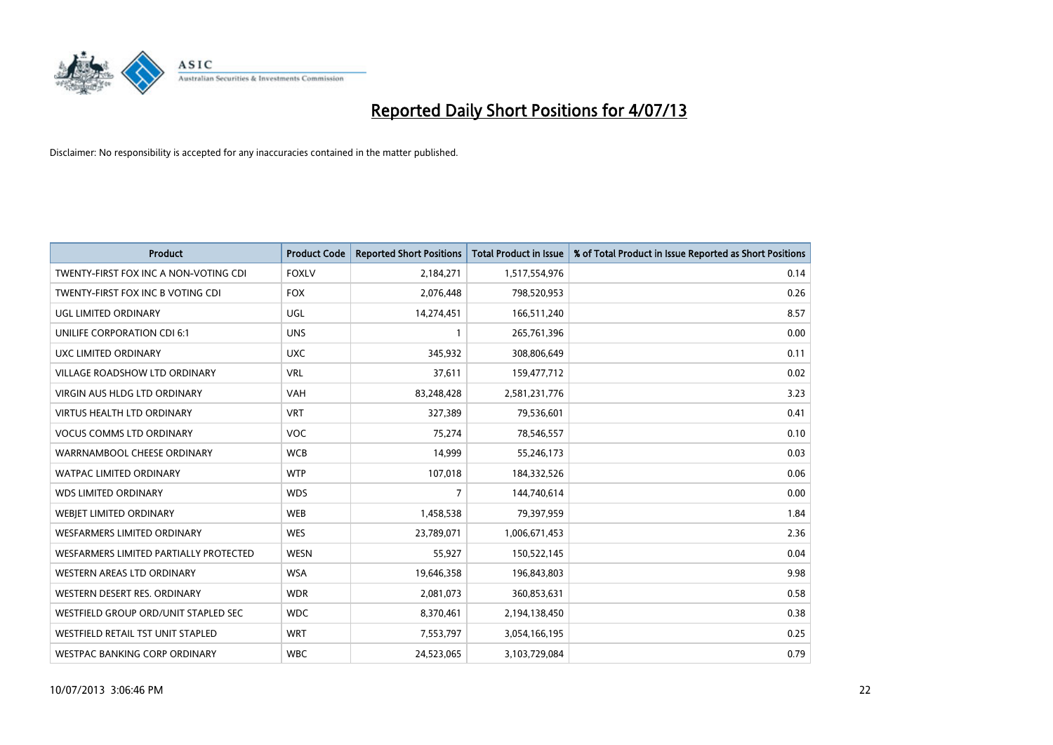# Reported Daily Short Positions for 4/07/13

Disclaimer: No responsibility is accepted for any inaccuracies contained in the matter published.

| Product | Product Code | Reported Short Positions | Total Product in Issue | % of Total Product in Issue Reported as Short Positions |
|---|---|---|---|---|
| TWENTY-FIRST FOX INC A NON-VOTING CDI | FOXLV | 2,184,271 | 1,517,554,976 | 0.14 |
| TWENTY-FIRST FOX INC B VOTING CDI | FOX | 2,076,448 | 798,520,953 | 0.26 |
| UGL LIMITED ORDINARY | UGL | 14,274,451 | 166,511,240 | 8.57 |
| UNILIFE CORPORATION CDI 6:1 | UNS | 1 | 265,761,396 | 0.00 |
| UXC LIMITED ORDINARY | UXC | 345,932 | 308,806,649 | 0.11 |
| VILLAGE ROADSHOW LTD ORDINARY | VRL | 37,611 | 159,477,712 | 0.02 |
| VIRGIN AUS HLDG LTD ORDINARY | VAH | 83,248,428 | 2,581,231,776 | 3.23 |
| VIRTUS HEALTH LTD ORDINARY | VRT | 327,389 | 79,536,601 | 0.41 |
| VOCUS COMMS LTD ORDINARY | VOC | 75,274 | 78,546,557 | 0.10 |
| WARRNAMBOOL CHEESE ORDINARY | WCB | 14,999 | 55,246,173 | 0.03 |
| WATPAC LIMITED ORDINARY | WTP | 107,018 | 184,332,526 | 0.06 |
| WDS LIMITED ORDINARY | WDS | 7 | 144,740,614 | 0.00 |
| WEBJET LIMITED ORDINARY | WEB | 1,458,538 | 79,397,959 | 1.84 |
| WESFARMERS LIMITED ORDINARY | WES | 23,789,071 | 1,006,671,453 | 2.36 |
| WESFARMERS LIMITED PARTIALLY PROTECTED | WESN | 55,927 | 150,522,145 | 0.04 |
| WESTERN AREAS LTD ORDINARY | WSA | 19,646,358 | 196,843,803 | 9.98 |
| WESTERN DESERT RES. ORDINARY | WDR | 2,081,073 | 360,853,631 | 0.58 |
| WESTFIELD GROUP ORD/UNIT STAPLED SEC | WDC | 8,370,461 | 2,194,138,450 | 0.38 |
| WESTFIELD RETAIL TST UNIT STAPLED | WRT | 7,553,797 | 3,054,166,195 | 0.25 |
| WESTPAC BANKING CORP ORDINARY | WBC | 24,523,065 | 3,103,729,084 | 0.79 |

10/07/2013 3:06:46 PM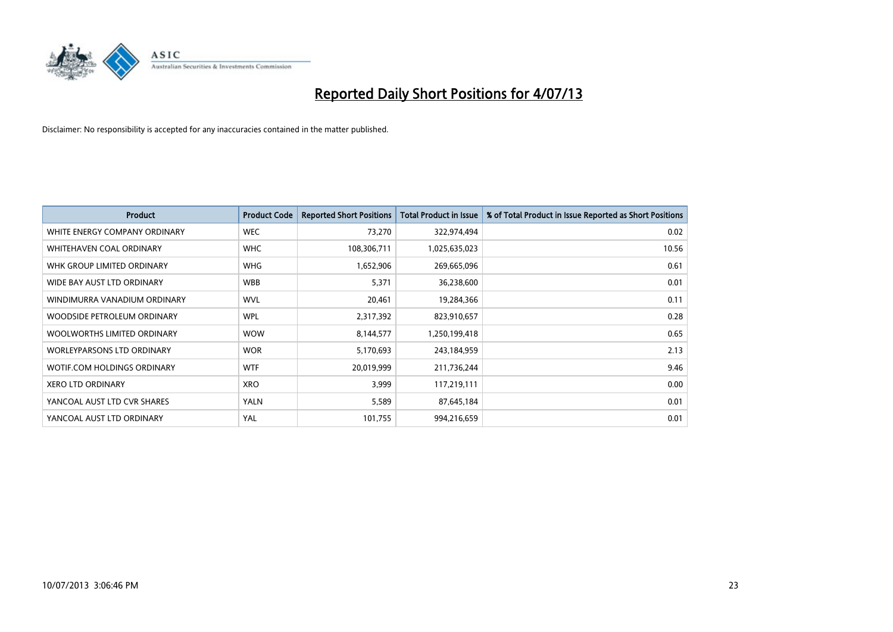# Reported Daily Short Positions for 4/07/13

Disclaimer: No responsibility is accepted for any inaccuracies contained in the matter published.

| Product | Product Code | Reported Short Positions | Total Product in Issue | % of Total Product in Issue Reported as Short Positions |
|---|---|---|---|---|
| WHITE ENERGY COMPANY ORDINARY | WEC | 73,270 | 322,974,494 | 0.02 |
| WHITEHAVEN COAL ORDINARY | WHC | 108,306,711 | 1,025,635,023 | 10.56 |
| WHK GROUP LIMITED ORDINARY | WHG | 1,652,906 | 269,665,096 | 0.61 |
| WIDE BAY AUST LTD ORDINARY | WBB | 5,371 | 36,238,600 | 0.01 |
| WINDIMURRA VANADIUM ORDINARY | WVL | 20,461 | 19,284,366 | 0.11 |
| WOODSIDE PETROLEUM ORDINARY | WPL | 2,317,392 | 823,910,657 | 0.28 |
| WOOLWORTHS LIMITED ORDINARY | WOW | 8,144,577 | 1,250,199,418 | 0.65 |
| WORLEYPARSONS LTD ORDINARY | WOR | 5,170,693 | 243,184,959 | 2.13 |
| WOTIF.COM HOLDINGS ORDINARY | WTF | 20,019,999 | 211,736,244 | 9.46 |
| XERO LTD ORDINARY | XRO | 3,999 | 117,219,111 | 0.00 |
| YANCOAL AUST LTD CVR SHARES | YALN | 5,589 | 87,645,184 | 0.01 |
| YANCOAL AUST LTD ORDINARY | YAL | 101,755 | 994,216,659 | 0.01 |

10/07/2013 3:06:46 PM